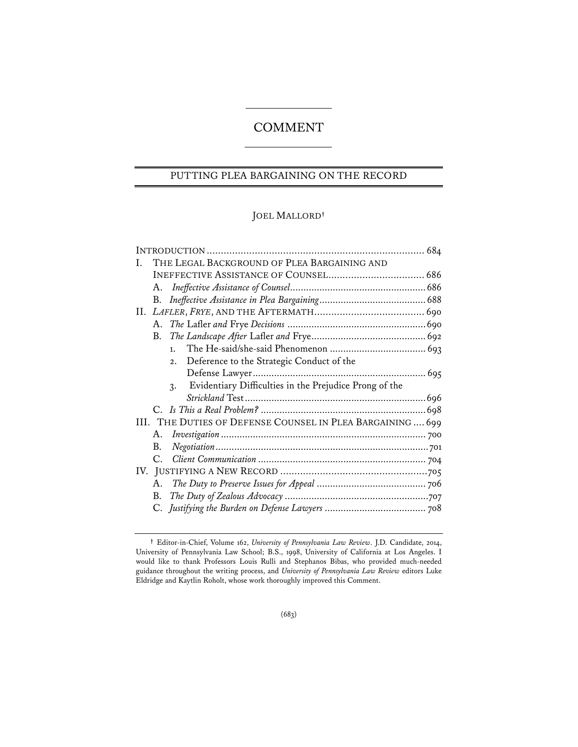# COMMENT

## PUTTING PLEA BARGAINING ON THE RECORD

JOEL MALLORD†

| | |
|---|---|
| INTRODUCTION | 684 |
| I. THE LEGAL BACKGROUND OF PLEA BARGAINING AND INEFFECTIVE ASSISTANCE OF COUNSEL | 686 |
| A. *Ineffective Assistance of Counsel* | 686 |
| B. *Ineffective Assistance in Plea Bargaining* | 688 |
| II. *LAFLER*, *FRYE*, AND THE AFTERMATH | 690 |
| A. *The* Lafler *and* Frye *Decisions* | 690 |
| B. *The Landscape After* Lafler *and* Frye | 692 |
| 1. The He-said/she-said Phenomenon | 693 |
| 2. Deference to the Strategic Conduct of the Defense Lawyer | 695 |
| 3. Evidentiary Difficulties in the Prejudice Prong of the *Strickland* Test | 696 |
| C. *Is This a Real Problem?* | 698 |
| III. THE DUTIES OF DEFENSE COUNSEL IN PLEA BARGAINING | 699 |
| A. *Investigation* | 700 |
| B. *Negotiation* | 701 |
| C. *Client Communication* | 704 |
| IV. JUSTIFYING A NEW RECORD | 705 |
| A. *The Duty to Preserve Issues for Appeal* | 706 |
| B. *The Duty of Zealous Advocacy* | 707 |
| C. *Justifying the Burden on Defense Lawyers* | 708 |

† Editor-in-Chief, Volume 162, *University of Pennsylvania Law Review*. J.D. Candidate, 2014, University of Pennsylvania Law School; B.S., 1998, University of California at Los Angeles. I would like to thank Professors Louis Rulli and Stephanos Bibas, who provided much-needed guidance throughout the writing process, and *University of Pennsylvania Law Review* editors Luke Eldridge and Kaytlin Roholt, whose work thoroughly improved this Comment.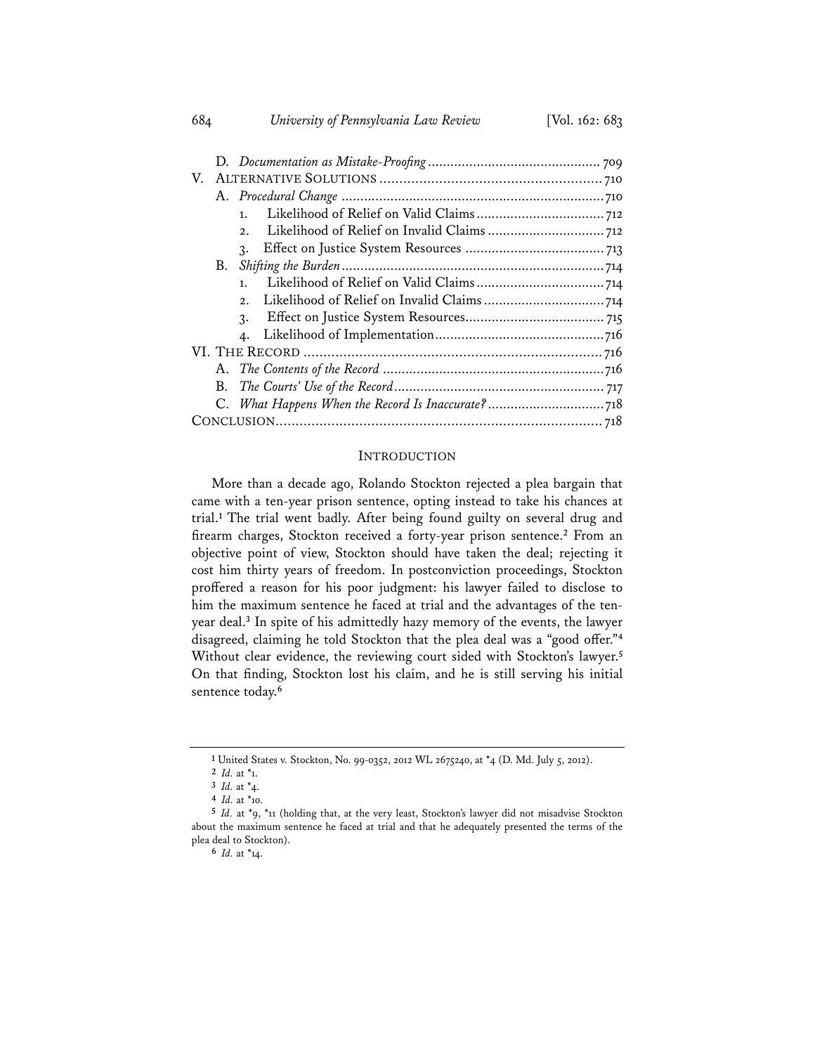D. *Documentation as Mistake-Proofing* ............................................ 709

V. ALTERNATIVE SOLUTIONS ........................................................ 710

A. *Procedural Change* .................................................................... 710

1. Likelihood of Relief on Valid Claims ................................. 712
2. Likelihood of Relief on Invalid Claims .............................. 712
3. Effect on Justice System Resources .................................... 713

B. *Shifting the Burden* .................................................................... 714

1. Likelihood of Relief on Valid Claims ................................. 714
2. Likelihood of Relief on Invalid Claims ............................... 714
3. Effect on Justice System Resources..................................... 715
4. Likelihood of Implementation............................................ 716

VI. THE RECORD ............................................................................ 716

A. *The Contents of the Record* ......................................................... 716

B. *The Courts' Use of the Record* ....................................................... 717

C. *What Happens When the Record Is Inaccurate?* .............................. 718

CONCLUSION.................................................................................. 718

## INTRODUCTION

More than a decade ago, Rolando Stockton rejected a plea bargain that came with a ten-year prison sentence, opting instead to take his chances at trial.[1] The trial went badly. After being found guilty on several drug and firearm charges, Stockton received a forty-year prison sentence.[2] From an objective point of view, Stockton should have taken the deal; rejecting it cost him thirty years of freedom. In postconviction proceedings, Stockton proffered a reason for his poor judgment: his lawyer failed to disclose to him the maximum sentence he faced at trial and the advantages of the ten-year deal.[3] In spite of his admittedly hazy memory of the events, the lawyer disagreed, claiming he told Stockton that the plea deal was a "good offer."[4] Without clear evidence, the reviewing court sided with Stockton's lawyer.[5] On that finding, Stockton lost his claim, and he is still serving his initial sentence today.[6]

---

[1] United States v. Stockton, No. 99-0352, 2012 WL 2675240, at *4 (D. Md. July 5, 2012).

[2] *Id.* at *1.

[3] *Id.* at *4.

[4] *Id.* at *10.

[5] *Id.* at *9, *11 (holding that, at the very least, Stockton's lawyer did not misadvise Stockton about the maximum sentence he faced at trial and that he adequately presented the terms of the plea deal to Stockton).

[6] *Id.* at *14.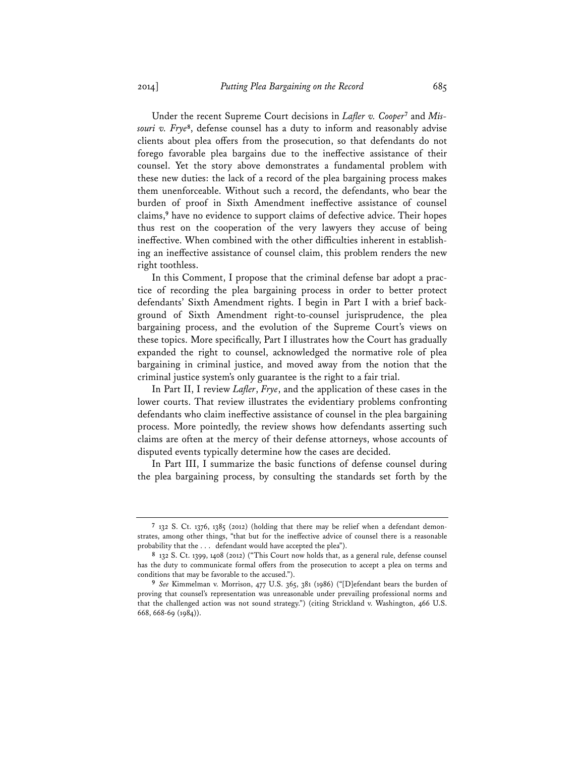Under the recent Supreme Court decisions in *Lafler v. Cooper*[7] and *Missouri v. Frye*[8], defense counsel has a duty to inform and reasonably advise clients about plea offers from the prosecution, so that defendants do not forego favorable plea bargains due to the ineffective assistance of their counsel. Yet the story above demonstrates a fundamental problem with these new duties: the lack of a record of the plea bargaining process makes them unenforceable. Without such a record, the defendants, who bear the burden of proof in Sixth Amendment ineffective assistance of counsel claims,[9] have no evidence to support claims of defective advice. Their hopes thus rest on the cooperation of the very lawyers they accuse of being ineffective. When combined with the other difficulties inherent in establishing an ineffective assistance of counsel claim, this problem renders the new right toothless.

In this Comment, I propose that the criminal defense bar adopt a practice of recording the plea bargaining process in order to better protect defendants' Sixth Amendment rights. I begin in Part I with a brief background of Sixth Amendment right-to-counsel jurisprudence, the plea bargaining process, and the evolution of the Supreme Court's views on these topics. More specifically, Part I illustrates how the Court has gradually expanded the right to counsel, acknowledged the normative role of plea bargaining in criminal justice, and moved away from the notion that the criminal justice system's only guarantee is the right to a fair trial.

In Part II, I review *Lafler*, *Frye*, and the application of these cases in the lower courts. That review illustrates the evidentiary problems confronting defendants who claim ineffective assistance of counsel in the plea bargaining process. More pointedly, the review shows how defendants asserting such claims are often at the mercy of their defense attorneys, whose accounts of disputed events typically determine how the cases are decided.

In Part III, I summarize the basic functions of defense counsel during the plea bargaining process, by consulting the standards set forth by the

---

[7] 132 S. Ct. 1376, 1385 (2012) (holding that there may be relief when a defendant demonstrates, among other things, "that but for the ineffective advice of counsel there is a reasonable probability that the . . . defendant would have accepted the plea").

[8] 132 S. Ct. 1399, 1408 (2012) ("This Court now holds that, as a general rule, defense counsel has the duty to communicate formal offers from the prosecution to accept a plea on terms and conditions that may be favorable to the accused.").

[9] *See* Kimmelman v. Morrison, 477 U.S. 365, 381 (1986) ("[D]efendant bears the burden of proving that counsel's representation was unreasonable under prevailing professional norms and that the challenged action was not sound strategy.") (citing Strickland v. Washington, 466 U.S. 668, 668-69 (1984)).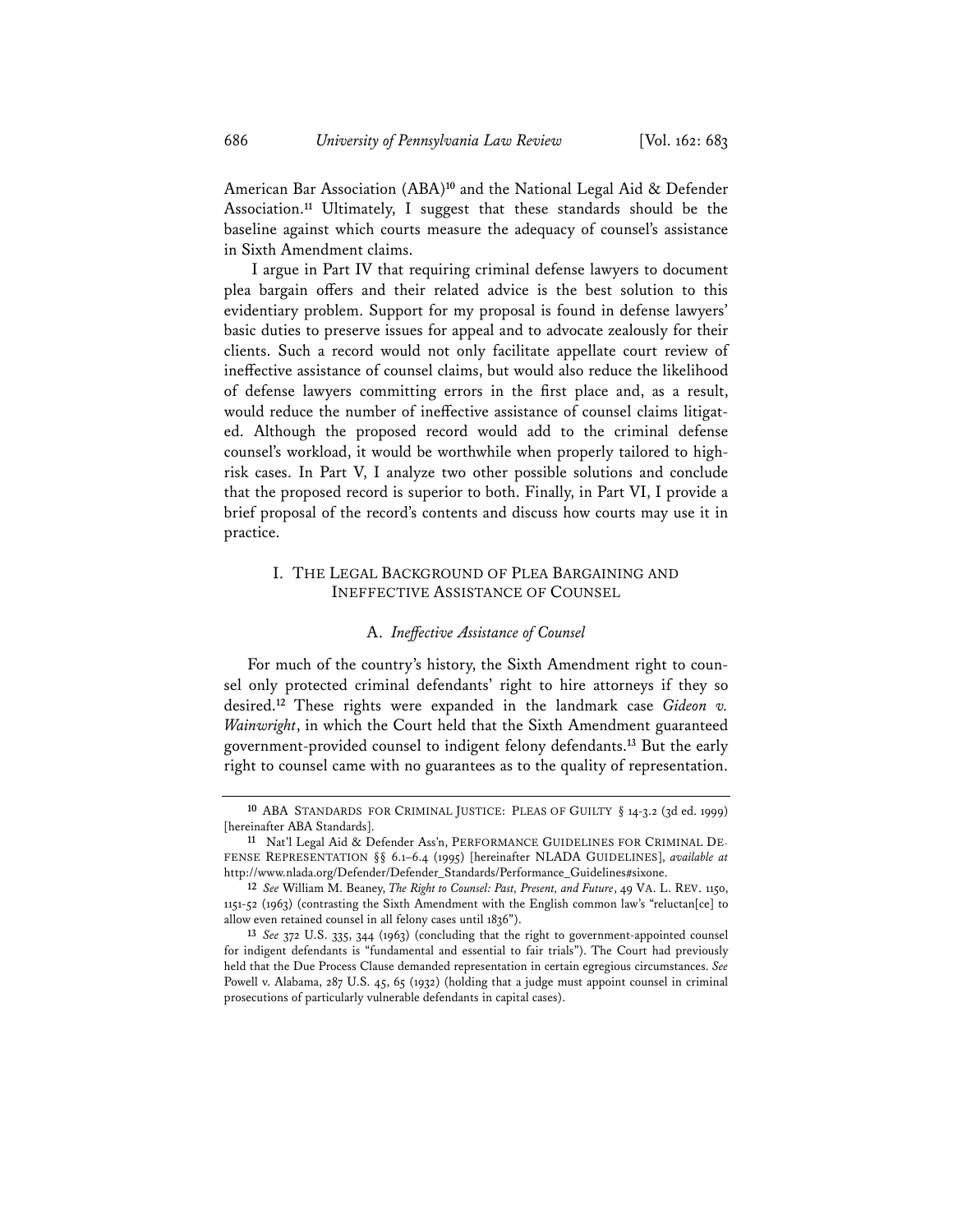American Bar Association (ABA)[10] and the National Legal Aid & Defender Association.[11] Ultimately, I suggest that these standards should be the baseline against which courts measure the adequacy of counsel's assistance in Sixth Amendment claims.

I argue in Part IV that requiring criminal defense lawyers to document plea bargain offers and their related advice is the best solution to this evidentiary problem. Support for my proposal is found in defense lawyers' basic duties to preserve issues for appeal and to advocate zealously for their clients. Such a record would not only facilitate appellate court review of ineffective assistance of counsel claims, but would also reduce the likelihood of defense lawyers committing errors in the first place and, as a result, would reduce the number of ineffective assistance of counsel claims litigated. Although the proposed record would add to the criminal defense counsel's workload, it would be worthwhile when properly tailored to high-risk cases. In Part V, I analyze two other possible solutions and conclude that the proposed record is superior to both. Finally, in Part VI, I provide a brief proposal of the record's contents and discuss how courts may use it in practice.

## I. THE LEGAL BACKGROUND OF PLEA BARGAINING AND INEFFECTIVE ASSISTANCE OF COUNSEL

### A. *Ineffective Assistance of Counsel*

For much of the country's history, the Sixth Amendment right to counsel only protected criminal defendants' right to hire attorneys if they so desired.[12] These rights were expanded in the landmark case *Gideon v. Wainwright*, in which the Court held that the Sixth Amendment guaranteed government-provided counsel to indigent felony defendants.[13] But the early right to counsel came with no guarantees as to the quality of representation.

---

[10] ABA STANDARDS FOR CRIMINAL JUSTICE: PLEAS OF GUILTY § 14-3.2 (3d ed. 1999) [hereinafter ABA Standards].

[11] Nat'l Legal Aid & Defender Ass'n, PERFORMANCE GUIDELINES FOR CRIMINAL DEFENSE REPRESENTATION §§ 6.1–6.4 (1995) [hereinafter NLADA GUIDELINES], *available at* http://www.nlada.org/Defender/Defender_Standards/Performance_Guidelines#sixone.

[12] *See* William M. Beaney, *The Right to Counsel: Past, Present, and Future*, 49 VA. L. REV. 1150, 1151-52 (1963) (contrasting the Sixth Amendment with the English common law's "reluctan[ce] to allow even retained counsel in all felony cases until 1836").

[13] *See* 372 U.S. 335, 344 (1963) (concluding that the right to government-appointed counsel for indigent defendants is "fundamental and essential to fair trials"). The Court had previously held that the Due Process Clause demanded representation in certain egregious circumstances. *See* Powell v. Alabama, 287 U.S. 45, 65 (1932) (holding that a judge must appoint counsel in criminal prosecutions of particularly vulnerable defendants in capital cases).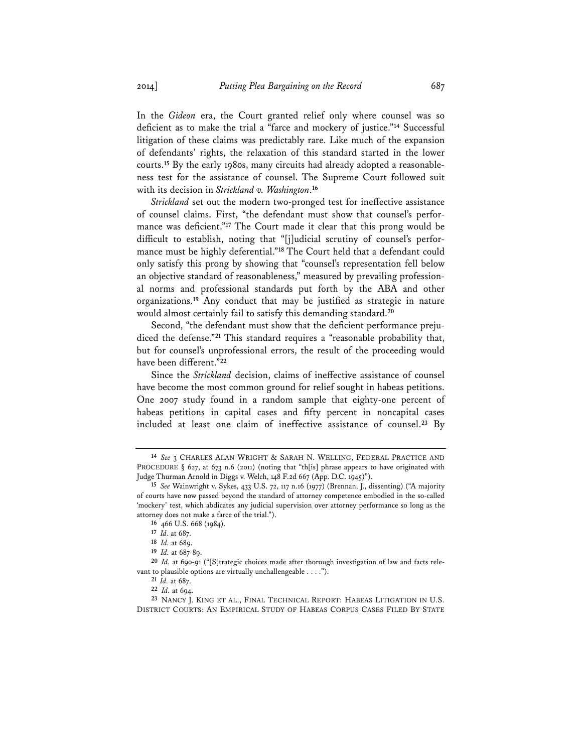In the *Gideon* era, the Court granted relief only where counsel was so deficient as to make the trial a "farce and mockery of justice."[14] Successful litigation of these claims was predictably rare. Like much of the expansion of defendants' rights, the relaxation of this standard started in the lower courts.[15] By the early 1980s, many circuits had already adopted a reasonableness test for the assistance of counsel. The Supreme Court followed suit with its decision in *Strickland v. Washington*.[16]

*Strickland* set out the modern two-pronged test for ineffective assistance of counsel claims. First, "the defendant must show that counsel's performance was deficient."[17] The Court made it clear that this prong would be difficult to establish, noting that "[j]udicial scrutiny of counsel's performance must be highly deferential."[18] The Court held that a defendant could only satisfy this prong by showing that "counsel's representation fell below an objective standard of reasonableness," measured by prevailing professional norms and professional standards put forth by the ABA and other organizations.[19] Any conduct that may be justified as strategic in nature would almost certainly fail to satisfy this demanding standard.[20]

Second, "the defendant must show that the deficient performance prejudiced the defense."[21] This standard requires a "reasonable probability that, but for counsel's unprofessional errors, the result of the proceeding would have been different."[22]

Since the *Strickland* decision, claims of ineffective assistance of counsel have become the most common ground for relief sought in habeas petitions. One 2007 study found in a random sample that eighty-one percent of habeas petitions in capital cases and fifty percent in noncapital cases included at least one claim of ineffective assistance of counsel.[23] By

---

[14] *See* 3 Charles Alan Wright & Sarah N. Welling, Federal Practice and Procedure § 627, at 673 n.6 (2011) (noting that "th[is] phrase appears to have originated with Judge Thurman Arnold in Diggs v. Welch, 148 F.2d 667 (App. D.C. 1945)").

[15] *See* Wainwright v. Sykes, 433 U.S. 72, 117 n.16 (1977) (Brennan, J., dissenting) ("A majority of courts have now passed beyond the standard of attorney competence embodied in the so-called 'mockery' test, which abdicates any judicial supervision over attorney performance so long as the attorney does not make a farce of the trial.").

[16] 466 U.S. 668 (1984).

[17] *Id*. at 687.

[18] *Id.* at 689.

[19] *Id.* at 687-89.

[20] *Id.* at 690-91 ("[S]trategic choices made after thorough investigation of law and facts relevant to plausible options are virtually unchallengeable . . . .").

[21] *Id.* at 687.

[22] *Id.* at 694.

[23] Nancy J. King et al., Final Technical Report: Habeas Litigation in U.S. District Courts: An Empirical Study of Habeas Corpus Cases Filed By State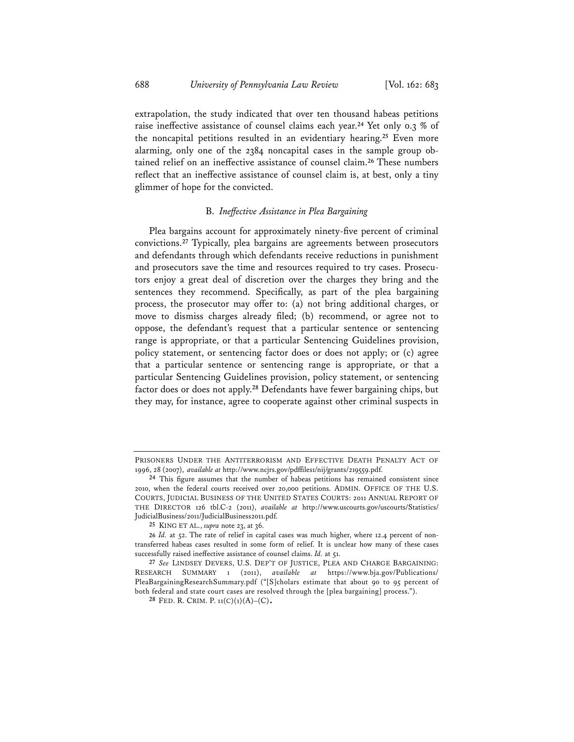extrapolation, the study indicated that over ten thousand habeas petitions raise ineffective assistance of counsel claims each year.[24] Yet only 0.3 % of the noncapital petitions resulted in an evidentiary hearing.[25] Even more alarming, only one of the 2384 noncapital cases in the sample group obtained relief on an ineffective assistance of counsel claim.[26] These numbers reflect that an ineffective assistance of counsel claim is, at best, only a tiny glimmer of hope for the convicted.

### B. *Ineffective Assistance in Plea Bargaining*

Plea bargains account for approximately ninety-five percent of criminal convictions.[27] Typically, plea bargains are agreements between prosecutors and defendants through which defendants receive reductions in punishment and prosecutors save the time and resources required to try cases. Prosecutors enjoy a great deal of discretion over the charges they bring and the sentences they recommend. Specifically, as part of the plea bargaining process, the prosecutor may offer to: (a) not bring additional charges, or move to dismiss charges already filed; (b) recommend, or agree not to oppose, the defendant's request that a particular sentence or sentencing range is appropriate, or that a particular Sentencing Guidelines provision, policy statement, or sentencing factor does or does not apply; or (c) agree that a particular sentence or sentencing range is appropriate, or that a particular Sentencing Guidelines provision, policy statement, or sentencing factor does or does not apply.[28] Defendants have fewer bargaining chips, but they may, for instance, agree to cooperate against other criminal suspects in

---

PRISONERS UNDER THE ANTITERRORISM AND EFFECTIVE DEATH PENALTY ACT OF 1996, 28 (2007), *available at* http://www.ncjrs.gov/pdffiles1/nij/grants/219559.pdf.

[24] This figure assumes that the number of habeas petitions has remained consistent since 2010, when the federal courts received over 20,000 petitions. ADMIN. OFFICE OF THE U.S. COURTS, JUDICIAL BUSINESS OF THE UNITED STATES COURTS: 2011 ANNUAL REPORT OF THE DIRECTOR 126 tbl.C-2 (2011), *available at* http://www.uscourts.gov/uscourts/Statistics/JudicialBusiness/2011/JudicialBusiness2011.pdf.

[25] KING ET AL., *supra* note 23, at 36.

[26] *Id.* at 52. The rate of relief in capital cases was much higher, where 12.4 percent of non-transferred habeas cases resulted in some form of relief. It is unclear how many of these cases successfully raised ineffective assistance of counsel claims. *Id.* at 51.

[27] *See* LINDSEY DEVERS, U.S. DEP'T OF JUSTICE, PLEA AND CHARGE BARGAINING: RESEARCH SUMMARY 1 (2011), *available at* https://www.bja.gov/Publications/PleaBargainingResearchSummary.pdf ("[S]cholars estimate that about 90 to 95 percent of both federal and state court cases are resolved through the [plea bargaining] process.").

[28] FED. R. CRIM. P. 11(C)(1)(A)–(C).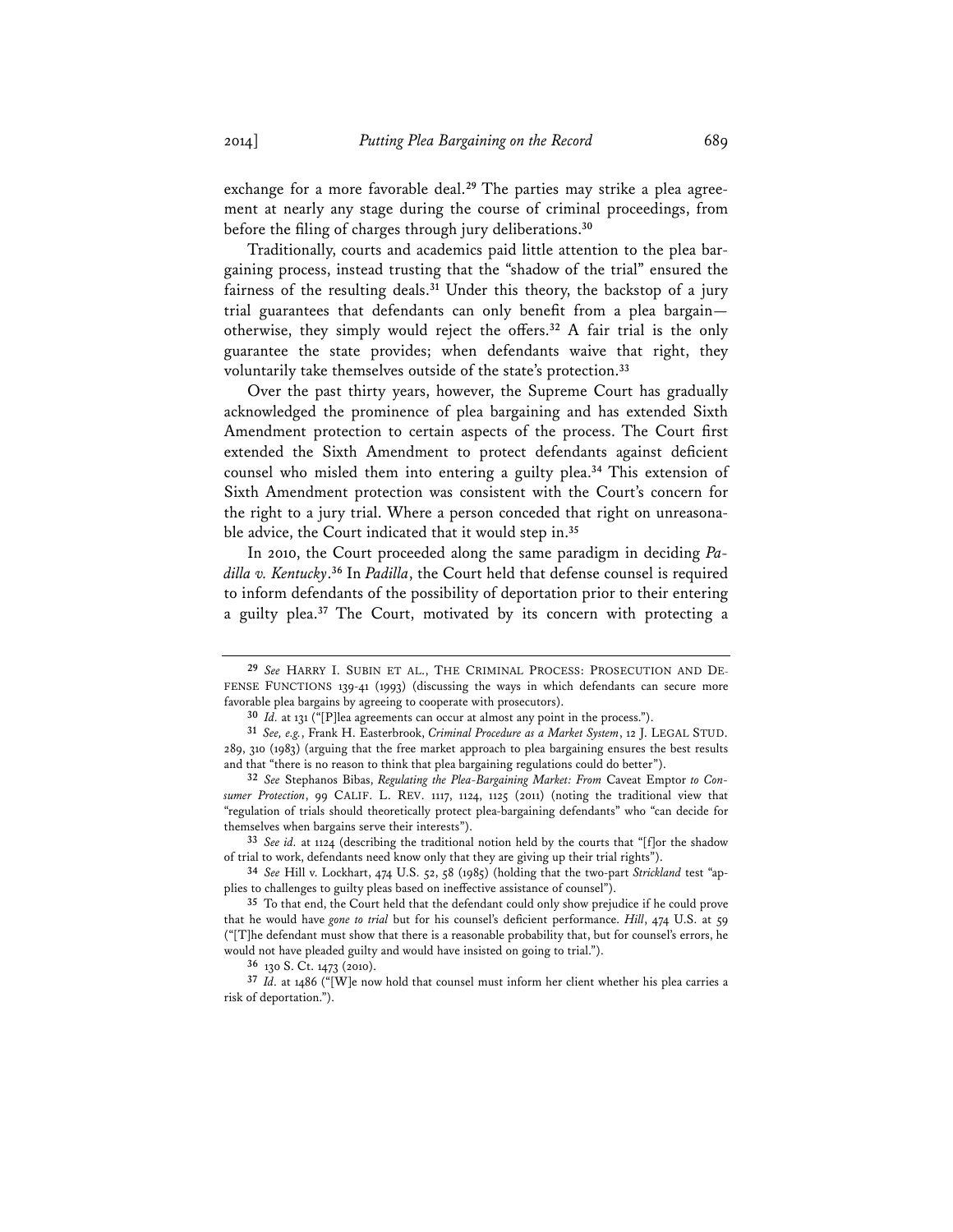exchange for a more favorable deal.[29] The parties may strike a plea agreement at nearly any stage during the course of criminal proceedings, from before the filing of charges through jury deliberations.[30]

Traditionally, courts and academics paid little attention to the plea bargaining process, instead trusting that the "shadow of the trial" ensured the fairness of the resulting deals.[31] Under this theory, the backstop of a jury trial guarantees that defendants can only benefit from a plea bargain—otherwise, they simply would reject the offers.[32] A fair trial is the only guarantee the state provides; when defendants waive that right, they voluntarily take themselves outside of the state's protection.[33]

Over the past thirty years, however, the Supreme Court has gradually acknowledged the prominence of plea bargaining and has extended Sixth Amendment protection to certain aspects of the process. The Court first extended the Sixth Amendment to protect defendants against deficient counsel who misled them into entering a guilty plea.[34] This extension of Sixth Amendment protection was consistent with the Court's concern for the right to a jury trial. Where a person conceded that right on unreasonable advice, the Court indicated that it would step in.[35]

In 2010, the Court proceeded along the same paradigm in deciding *Padilla v. Kentucky*.[36] In *Padilla*, the Court held that defense counsel is required to inform defendants of the possibility of deportation prior to their entering a guilty plea.[37] The Court, motivated by its concern with protecting a

---

[29] *See* HARRY I. SUBIN ET AL., THE CRIMINAL PROCESS: PROSECUTION AND DEFENSE FUNCTIONS 139-41 (1993) (discussing the ways in which defendants can secure more favorable plea bargains by agreeing to cooperate with prosecutors).

[30] *Id.* at 131 ("[P]lea agreements can occur at almost any point in the process.").

[31] *See, e.g.*, Frank H. Easterbrook, *Criminal Procedure as a Market System*, 12 J. LEGAL STUD. 289, 310 (1983) (arguing that the free market approach to plea bargaining ensures the best results and that "there is no reason to think that plea bargaining regulations could do better").

[32] *See* Stephanos Bibas, *Regulating the Plea-Bargaining Market: From* Caveat Emptor *to Consumer Protection*, 99 CALIF. L. REV. 1117, 1124, 1125 (2011) (noting the traditional view that "regulation of trials should theoretically protect plea-bargaining defendants" who "can decide for themselves when bargains serve their interests").

[33] *See id.* at 1124 (describing the traditional notion held by the courts that "[f]or the shadow of trial to work, defendants need know only that they are giving up their trial rights").

[34] *See* Hill v. Lockhart, 474 U.S. 52, 58 (1985) (holding that the two-part *Strickland* test "applies to challenges to guilty pleas based on ineffective assistance of counsel").

[35] To that end, the Court held that the defendant could only show prejudice if he could prove that he would have *gone to trial* but for his counsel's deficient performance. *Hill*, 474 U.S. at 59 ("[T]he defendant must show that there is a reasonable probability that, but for counsel's errors, he would not have pleaded guilty and would have insisted on going to trial.").

[36] 130 S. Ct. 1473 (2010).

[37] *Id.* at 1486 ("[W]e now hold that counsel must inform her client whether his plea carries a risk of deportation.").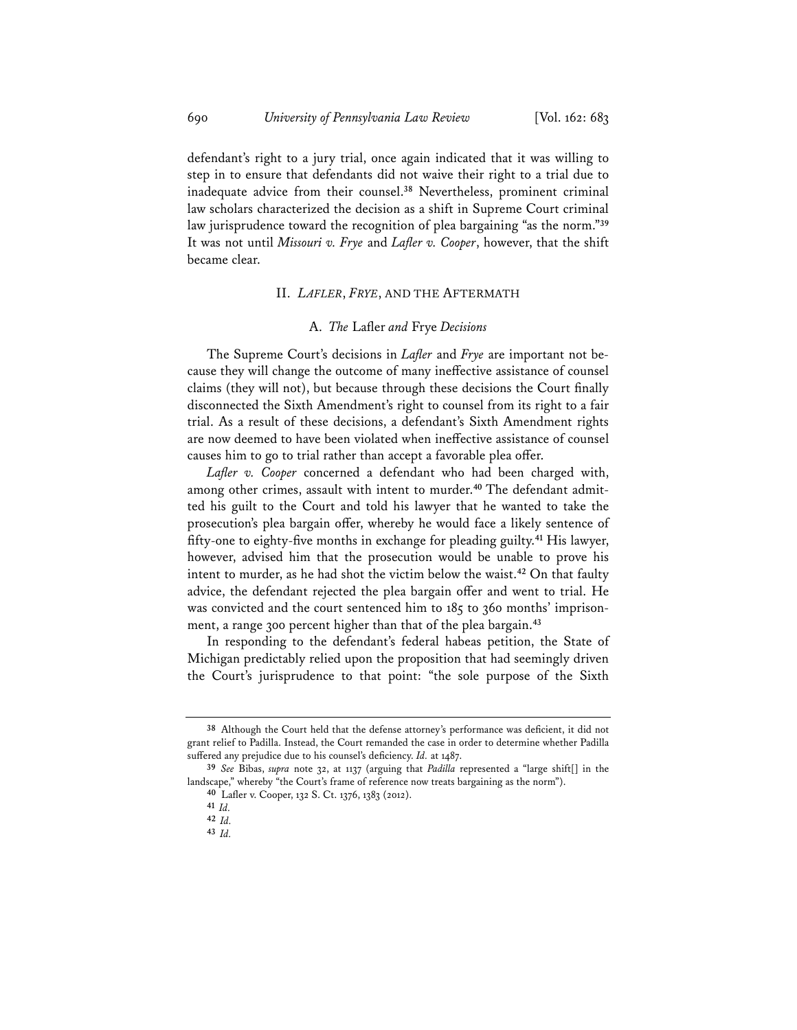defendant's right to a jury trial, once again indicated that it was willing to step in to ensure that defendants did not waive their right to a trial due to inadequate advice from their counsel.[38] Nevertheless, prominent criminal law scholars characterized the decision as a shift in Supreme Court criminal law jurisprudence toward the recognition of plea bargaining "as the norm."[39] It was not until *Missouri v. Frye* and *Lafler v. Cooper*, however, that the shift became clear.

## II. *LAFLER*, *FRYE*, AND THE AFTERMATH

### A. *The* Lafler *and* Frye *Decisions*

The Supreme Court's decisions in *Lafler* and *Frye* are important not because they will change the outcome of many ineffective assistance of counsel claims (they will not), but because through these decisions the Court finally disconnected the Sixth Amendment's right to counsel from its right to a fair trial. As a result of these decisions, a defendant's Sixth Amendment rights are now deemed to have been violated when ineffective assistance of counsel causes him to go to trial rather than accept a favorable plea offer.

*Lafler v. Cooper* concerned a defendant who had been charged with, among other crimes, assault with intent to murder.[40] The defendant admitted his guilt to the Court and told his lawyer that he wanted to take the prosecution's plea bargain offer, whereby he would face a likely sentence of fifty-one to eighty-five months in exchange for pleading guilty.[41] His lawyer, however, advised him that the prosecution would be unable to prove his intent to murder, as he had shot the victim below the waist.[42] On that faulty advice, the defendant rejected the plea bargain offer and went to trial. He was convicted and the court sentenced him to 185 to 360 months' imprisonment, a range 300 percent higher than that of the plea bargain.[43]

In responding to the defendant's federal habeas petition, the State of Michigan predictably relied upon the proposition that had seemingly driven the Court's jurisprudence to that point: "the sole purpose of the Sixth

---

[38] Although the Court held that the defense attorney's performance was deficient, it did not grant relief to Padilla. Instead, the Court remanded the case in order to determine whether Padilla suffered any prejudice due to his counsel's deficiency. *Id.* at 1487.

[39] *See* Bibas, *supra* note 32, at 1137 (arguing that *Padilla* represented a "large shift[] in the landscape," whereby "the Court's frame of reference now treats bargaining as the norm").

[40] Lafler v. Cooper, 132 S. Ct. 1376, 1383 (2012).

[41] *Id.*

[42] *Id.*

[43] *Id.*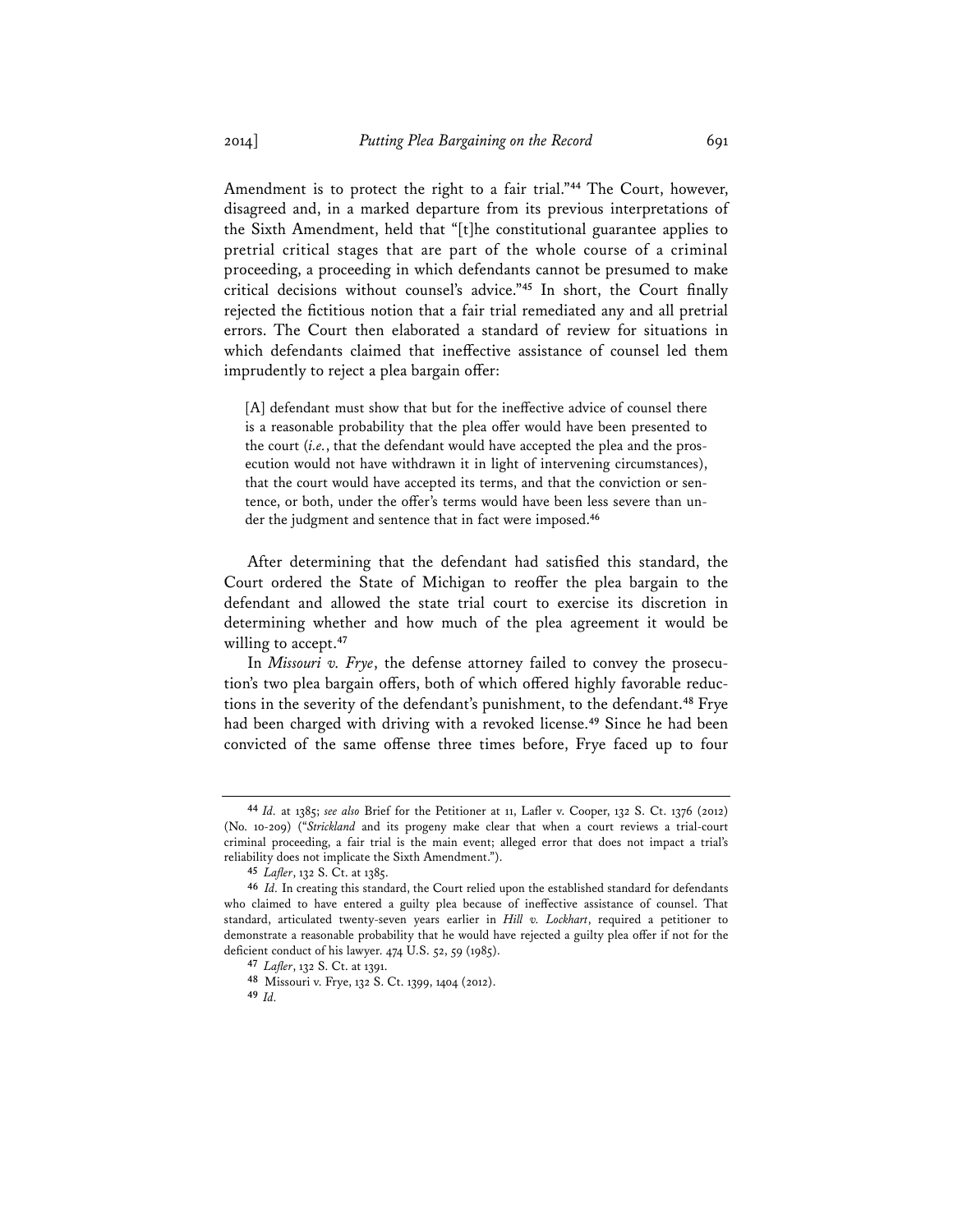Amendment is to protect the right to a fair trial."[44] The Court, however, disagreed and, in a marked departure from its previous interpretations of the Sixth Amendment, held that "[t]he constitutional guarantee applies to pretrial critical stages that are part of the whole course of a criminal proceeding, a proceeding in which defendants cannot be presumed to make critical decisions without counsel's advice."[45] In short, the Court finally rejected the fictitious notion that a fair trial remediated any and all pretrial errors. The Court then elaborated a standard of review for situations in which defendants claimed that ineffective assistance of counsel led them imprudently to reject a plea bargain offer:

> [A] defendant must show that but for the ineffective advice of counsel there is a reasonable probability that the plea offer would have been presented to the court (*i.e.*, that the defendant would have accepted the plea and the prosecution would not have withdrawn it in light of intervening circumstances), that the court would have accepted its terms, and that the conviction or sentence, or both, under the offer's terms would have been less severe than under the judgment and sentence that in fact were imposed.[46]

After determining that the defendant had satisfied this standard, the Court ordered the State of Michigan to reoffer the plea bargain to the defendant and allowed the state trial court to exercise its discretion in determining whether and how much of the plea agreement it would be willing to accept.[47]

In *Missouri v. Frye*, the defense attorney failed to convey the prosecution's two plea bargain offers, both of which offered highly favorable reductions in the severity of the defendant's punishment, to the defendant.[48] Frye had been charged with driving with a revoked license.[49] Since he had been convicted of the same offense three times before, Frye faced up to four

---

[44] *Id.* at 1385; *see also* Brief for the Petitioner at 11, Lafler v. Cooper, 132 S. Ct. 1376 (2012) (No. 10-209) ("*Strickland* and its progeny make clear that when a court reviews a trial-court criminal proceeding, a fair trial is the main event; alleged error that does not impact a trial's reliability does not implicate the Sixth Amendment.").

[45] *Lafler*, 132 S. Ct. at 1385.

[46] *Id.* In creating this standard, the Court relied upon the established standard for defendants who claimed to have entered a guilty plea because of ineffective assistance of counsel. That standard, articulated twenty-seven years earlier in *Hill v. Lockhart*, required a petitioner to demonstrate a reasonable probability that he would have rejected a guilty plea offer if not for the deficient conduct of his lawyer. 474 U.S. 52, 59 (1985).

[47] *Lafler*, 132 S. Ct. at 1391.

[48] Missouri v. Frye, 132 S. Ct. 1399, 1404 (2012).

[49] *Id.*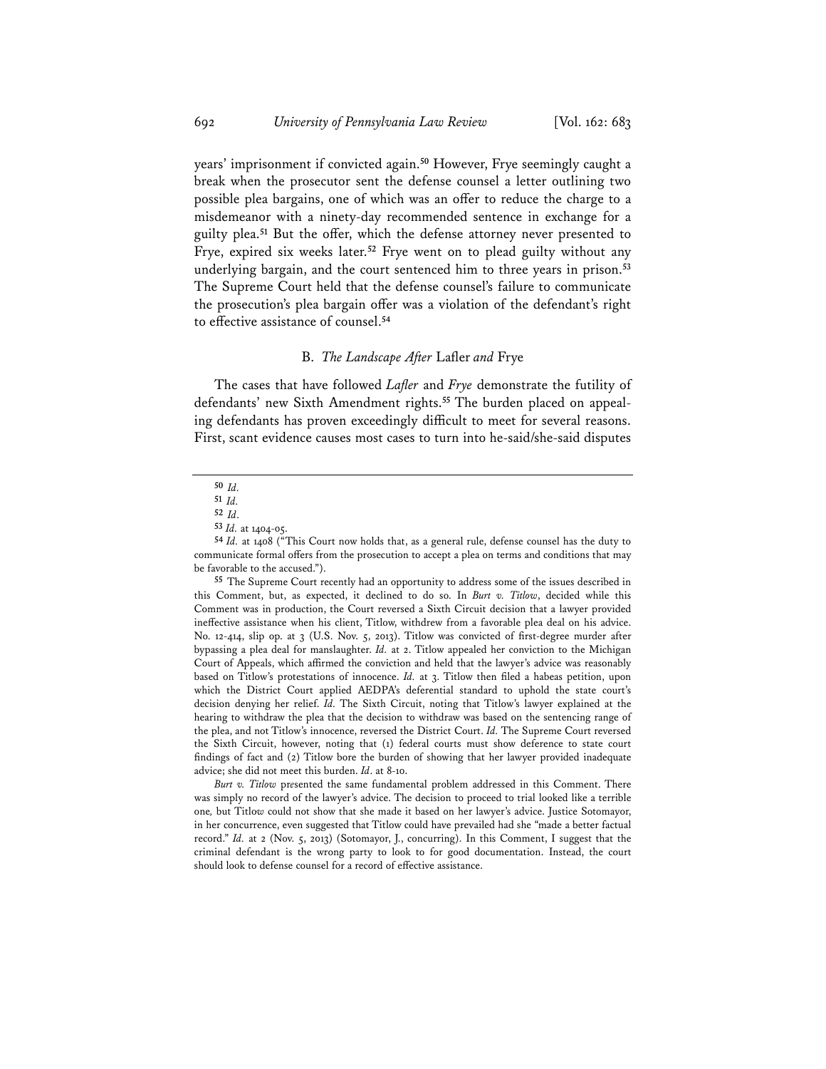years' imprisonment if convicted again.[50] However, Frye seemingly caught a break when the prosecutor sent the defense counsel a letter outlining two possible plea bargains, one of which was an offer to reduce the charge to a misdemeanor with a ninety-day recommended sentence in exchange for a guilty plea.[51] But the offer, which the defense attorney never presented to Frye, expired six weeks later.[52] Frye went on to plead guilty without any underlying bargain, and the court sentenced him to three years in prison.[53] The Supreme Court held that the defense counsel's failure to communicate the prosecution's plea bargain offer was a violation of the defendant's right to effective assistance of counsel.[54]

### B. *The Landscape After* Lafler *and* Frye

The cases that have followed *Lafler* and *Frye* demonstrate the futility of defendants' new Sixth Amendment rights.[55] The burden placed on appealing defendants has proven exceedingly difficult to meet for several reasons. First, scant evidence causes most cases to turn into he-said/she-said disputes

---

[50] *Id.*

[51] *Id.*

[52] *Id.*

[53] *Id.* at 1404-05.

[54] *Id.* at 1408 ("This Court now holds that, as a general rule, defense counsel has the duty to communicate formal offers from the prosecution to accept a plea on terms and conditions that may be favorable to the accused.").

[55] The Supreme Court recently had an opportunity to address some of the issues described in this Comment, but, as expected, it declined to do so. In *Burt v. Titlow*, decided while this Comment was in production, the Court reversed a Sixth Circuit decision that a lawyer provided ineffective assistance when his client, Titlow, withdrew from a favorable plea deal on his advice. No. 12-414, slip op. at 3 (U.S. Nov. 5, 2013). Titlow was convicted of first-degree murder after bypassing a plea deal for manslaughter. *Id.* at 2. Titlow appealed her conviction to the Michigan Court of Appeals, which affirmed the conviction and held that the lawyer's advice was reasonably based on Titlow's protestations of innocence. *Id.* at 3. Titlow then filed a habeas petition, upon which the District Court applied AEDPA's deferential standard to uphold the state court's decision denying her relief. *Id.* The Sixth Circuit, noting that Titlow's lawyer explained at the hearing to withdraw the plea that the decision to withdraw was based on the sentencing range of the plea, and not Titlow's innocence, reversed the District Court. *Id.* The Supreme Court reversed the Sixth Circuit, however, noting that (1) federal courts must show deference to state court findings of fact and (2) Titlow bore the burden of showing that her lawyer provided inadequate advice; she did not meet this burden. *Id.* at 8-10.

*Burt v. Titlow* presented the same fundamental problem addressed in this Comment. There was simply no record of the lawyer's advice. The decision to proceed to trial looked like a terrible one, but Titlow could not show that she made it based on her lawyer's advice. Justice Sotomayor, in her concurrence, even suggested that Titlow could have prevailed had she "made a better factual record." *Id.* at 2 (Nov. 5, 2013) (Sotomayor, J., concurring). In this Comment, I suggest that the criminal defendant is the wrong party to look to for good documentation. Instead, the court should look to defense counsel for a record of effective assistance.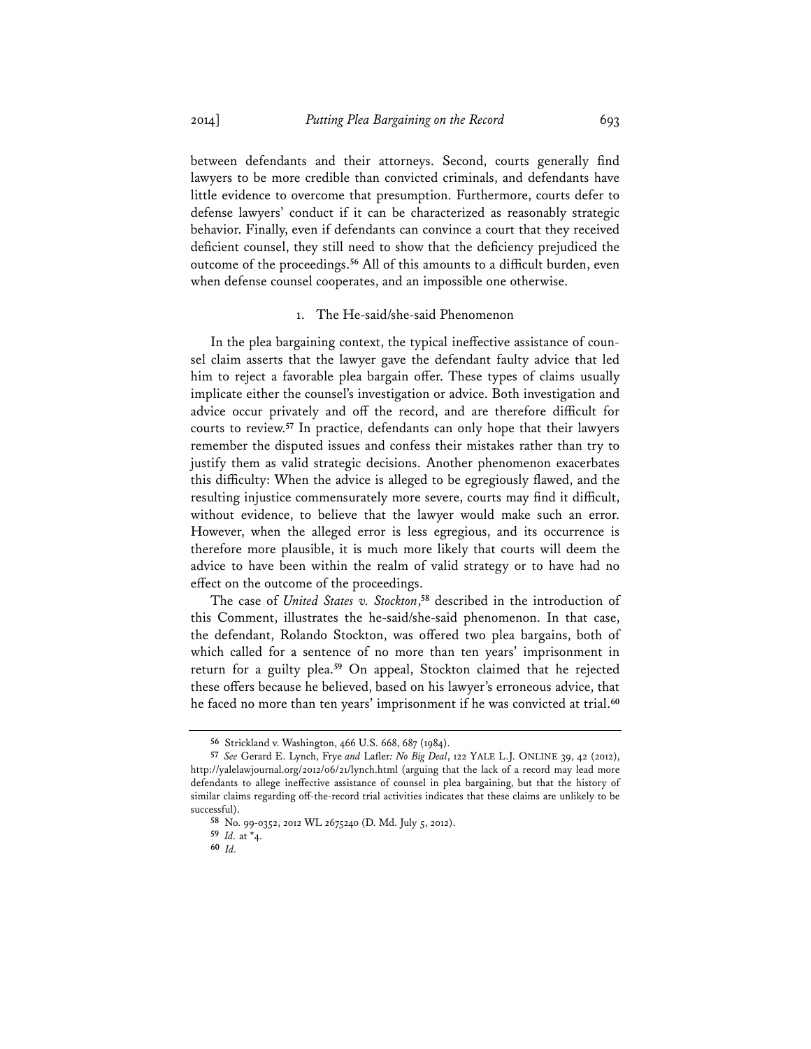between defendants and their attorneys. Second, courts generally find lawyers to be more credible than convicted criminals, and defendants have little evidence to overcome that presumption. Furthermore, courts defer to defense lawyers' conduct if it can be characterized as reasonably strategic behavior. Finally, even if defendants can convince a court that they received deficient counsel, they still need to show that the deficiency prejudiced the outcome of the proceedings.[56] All of this amounts to a difficult burden, even when defense counsel cooperates, and an impossible one otherwise.

### 1. The He-said/she-said Phenomenon

In the plea bargaining context, the typical ineffective assistance of counsel claim asserts that the lawyer gave the defendant faulty advice that led him to reject a favorable plea bargain offer. These types of claims usually implicate either the counsel's investigation or advice. Both investigation and advice occur privately and off the record, and are therefore difficult for courts to review.[57] In practice, defendants can only hope that their lawyers remember the disputed issues and confess their mistakes rather than try to justify them as valid strategic decisions. Another phenomenon exacerbates this difficulty: When the advice is alleged to be egregiously flawed, and the resulting injustice commensurately more severe, courts may find it difficult, without evidence, to believe that the lawyer would make such an error. However, when the alleged error is less egregious, and its occurrence is therefore more plausible, it is much more likely that courts will deem the advice to have been within the realm of valid strategy or to have had no effect on the outcome of the proceedings.

The case of *United States v. Stockton*,[58] described in the introduction of this Comment, illustrates the he-said/she-said phenomenon. In that case, the defendant, Rolando Stockton, was offered two plea bargains, both of which called for a sentence of no more than ten years' imprisonment in return for a guilty plea.[59] On appeal, Stockton claimed that he rejected these offers because he believed, based on his lawyer's erroneous advice, that he faced no more than ten years' imprisonment if he was convicted at trial.[60]

---

[56] Strickland v. Washington, 466 U.S. 668, 687 (1984).

[57] *See* Gerard E. Lynch, Frye *and* Lafler*: No Big Deal*, 122 YALE L.J. ONLINE 39, 42 (2012), http://yalelawjournal.org/2012/06/21/lynch.html (arguing that the lack of a record may lead more defendants to allege ineffective assistance of counsel in plea bargaining, but that the history of similar claims regarding off-the-record trial activities indicates that these claims are unlikely to be successful).

[58] No. 99-0352, 2012 WL 2675240 (D. Md. July 5, 2012).

[59] *Id.* at *4.

[60] *Id.*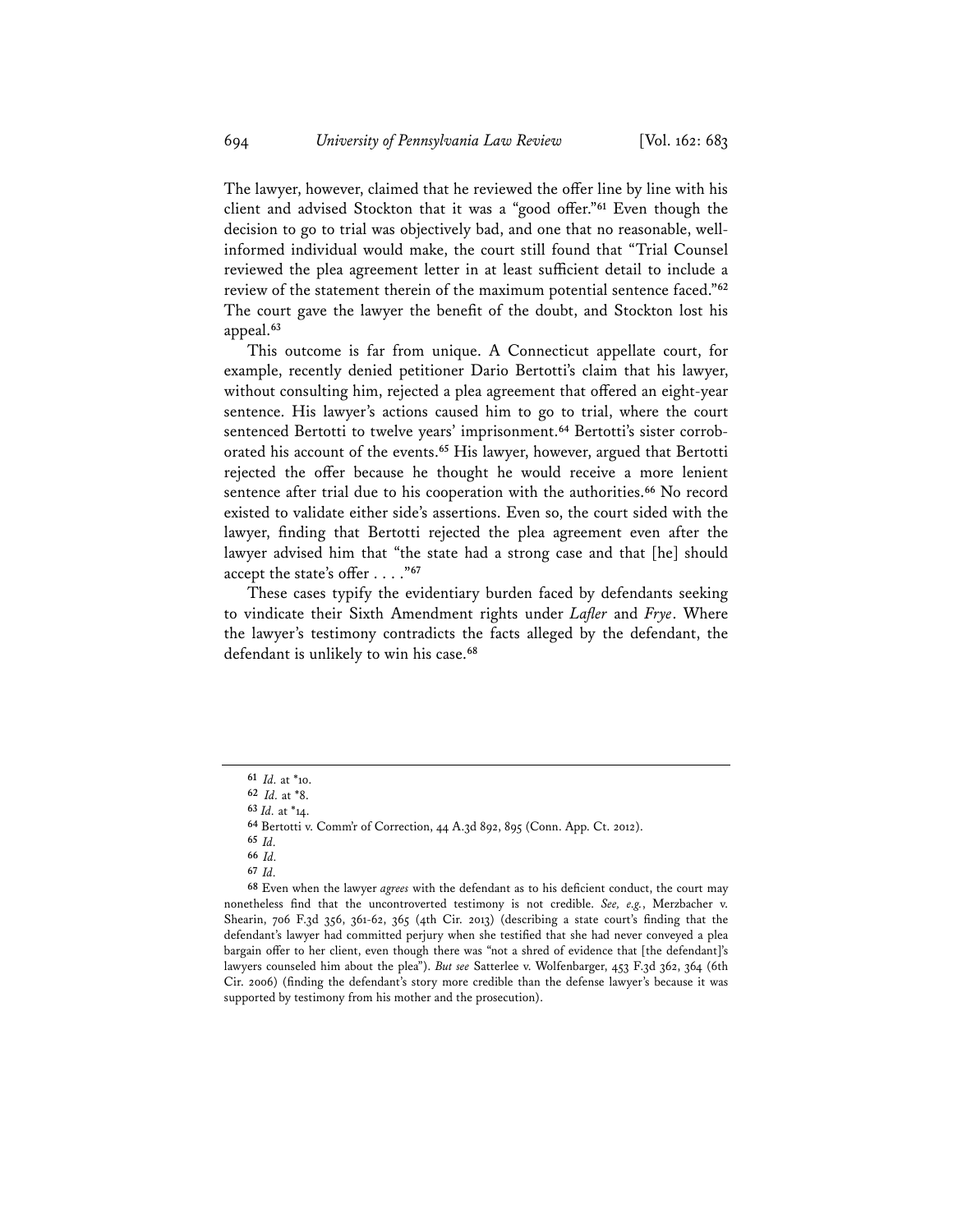The lawyer, however, claimed that he reviewed the offer line by line with his client and advised Stockton that it was a "good offer."[61] Even though the decision to go to trial was objectively bad, and one that no reasonable, well-informed individual would make, the court still found that "Trial Counsel reviewed the plea agreement letter in at least sufficient detail to include a review of the statement therein of the maximum potential sentence faced."[62] The court gave the lawyer the benefit of the doubt, and Stockton lost his appeal.[63]

This outcome is far from unique. A Connecticut appellate court, for example, recently denied petitioner Dario Bertotti's claim that his lawyer, without consulting him, rejected a plea agreement that offered an eight-year sentence. His lawyer's actions caused him to go to trial, where the court sentenced Bertotti to twelve years' imprisonment.[64] Bertotti's sister corroborated his account of the events.[65] His lawyer, however, argued that Bertotti rejected the offer because he thought he would receive a more lenient sentence after trial due to his cooperation with the authorities.[66] No record existed to validate either side's assertions. Even so, the court sided with the lawyer, finding that Bertotti rejected the plea agreement even after the lawyer advised him that "the state had a strong case and that [he] should accept the state's offer . . . ."[67]

These cases typify the evidentiary burden faced by defendants seeking to vindicate their Sixth Amendment rights under *Lafler* and *Frye*. Where the lawyer's testimony contradicts the facts alleged by the defendant, the defendant is unlikely to win his case.[68]

---

[61] *Id.* at *10.

[62] *Id.* at *8.

[63] *Id.* at *14.

[64] Bertotti v. Comm'r of Correction, 44 A.3d 892, 895 (Conn. App. Ct. 2012).

[65] *Id.*

[66] *Id.*

[67] *Id.*

[68] Even when the lawyer *agrees* with the defendant as to his deficient conduct, the court may nonetheless find that the uncontroverted testimony is not credible. *See, e.g.*, Merzbacher v. Shearin, 706 F.3d 356, 361-62, 365 (4th Cir. 2013) (describing a state court's finding that the defendant's lawyer had committed perjury when she testified that she had never conveyed a plea bargain offer to her client, even though there was "not a shred of evidence that [the defendant]'s lawyers counseled him about the plea"). *But see* Satterlee v. Wolfenbarger, 453 F.3d 362, 364 (6th Cir. 2006) (finding the defendant's story more credible than the defense lawyer's because it was supported by testimony from his mother and the prosecution).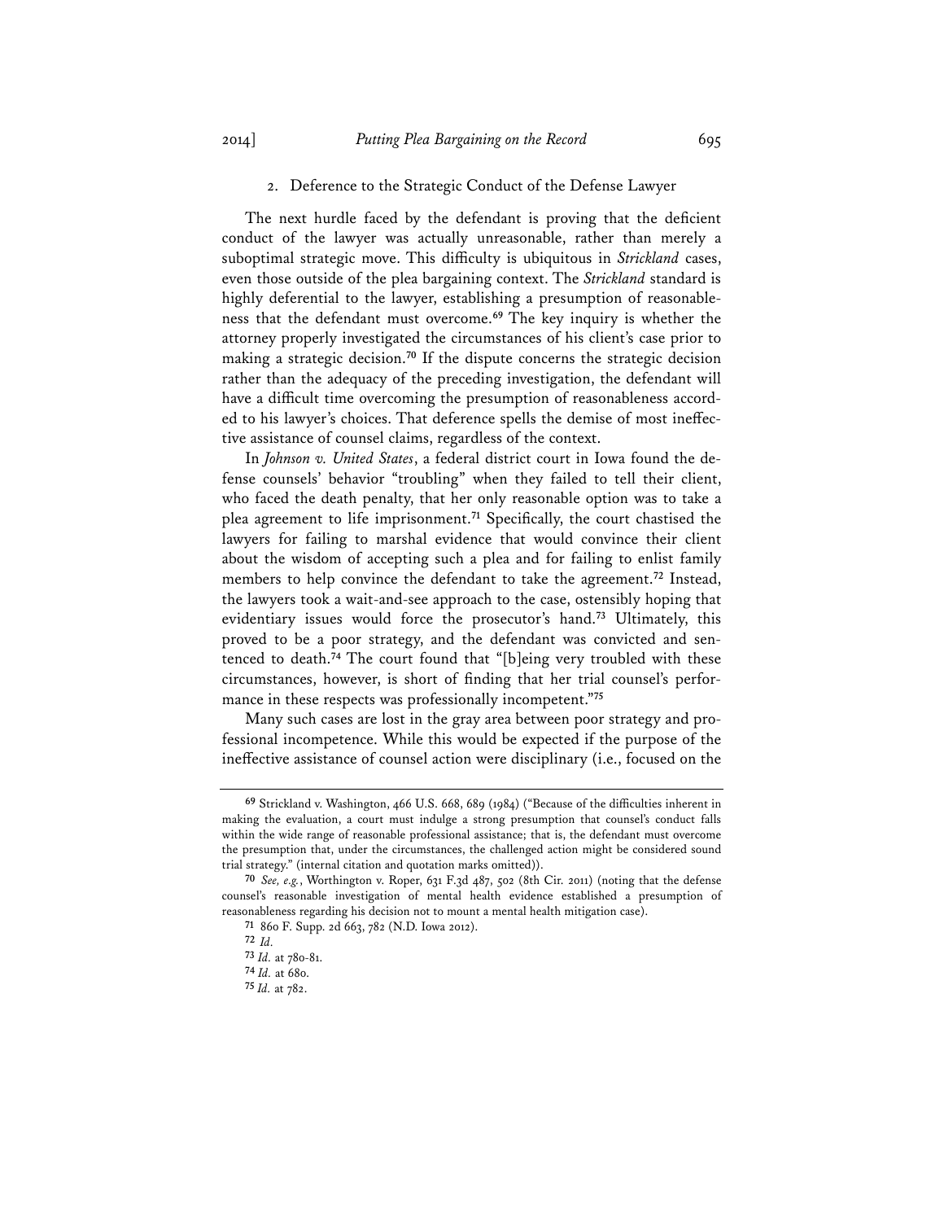### 2. Deference to the Strategic Conduct of the Defense Lawyer

The next hurdle faced by the defendant is proving that the deficient conduct of the lawyer was actually unreasonable, rather than merely a suboptimal strategic move. This difficulty is ubiquitous in *Strickland* cases, even those outside of the plea bargaining context. The *Strickland* standard is highly deferential to the lawyer, establishing a presumption of reasonableness that the defendant must overcome.[69] The key inquiry is whether the attorney properly investigated the circumstances of his client's case prior to making a strategic decision.[70] If the dispute concerns the strategic decision rather than the adequacy of the preceding investigation, the defendant will have a difficult time overcoming the presumption of reasonableness accorded to his lawyer's choices. That deference spells the demise of most ineffective assistance of counsel claims, regardless of the context.

In *Johnson v. United States*, a federal district court in Iowa found the defense counsels' behavior "troubling" when they failed to tell their client, who faced the death penalty, that her only reasonable option was to take a plea agreement to life imprisonment.[71] Specifically, the court chastised the lawyers for failing to marshal evidence that would convince their client about the wisdom of accepting such a plea and for failing to enlist family members to help convince the defendant to take the agreement.[72] Instead, the lawyers took a wait-and-see approach to the case, ostensibly hoping that evidentiary issues would force the prosecutor's hand.[73] Ultimately, this proved to be a poor strategy, and the defendant was convicted and sentenced to death.[74] The court found that "[b]eing very troubled with these circumstances, however, is short of finding that her trial counsel's performance in these respects was professionally incompetent."[75]

Many such cases are lost in the gray area between poor strategy and professional incompetence. While this would be expected if the purpose of the ineffective assistance of counsel action were disciplinary (i.e., focused on the

---

[69] Strickland v. Washington, 466 U.S. 668, 689 (1984) ("Because of the difficulties inherent in making the evaluation, a court must indulge a strong presumption that counsel's conduct falls within the wide range of reasonable professional assistance; that is, the defendant must overcome the presumption that, under the circumstances, the challenged action might be considered sound trial strategy." (internal citation and quotation marks omitted)).

[70] *See, e.g.*, Worthington v. Roper, 631 F.3d 487, 502 (8th Cir. 2011) (noting that the defense counsel's reasonable investigation of mental health evidence established a presumption of reasonableness regarding his decision not to mount a mental health mitigation case).

[71] 860 F. Supp. 2d 663, 782 (N.D. Iowa 2012).

[72] *Id.*

[73] *Id.* at 780-81.

[74] *Id.* at 680.

[75] *Id.* at 782.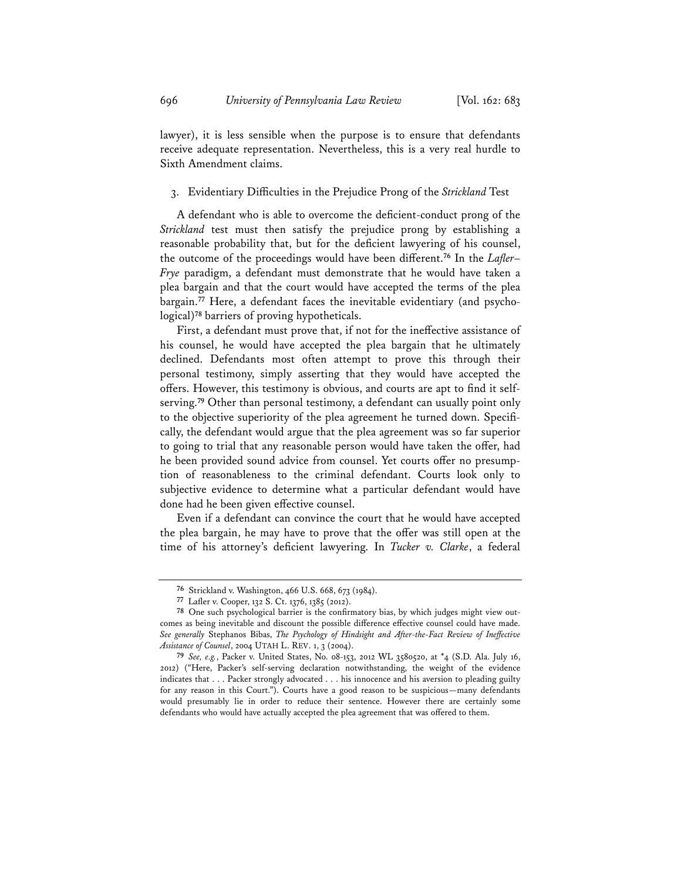lawyer), it is less sensible when the purpose is to ensure that defendants receive adequate representation. Nevertheless, this is a very real hurdle to Sixth Amendment claims.

### 3. Evidentiary Difficulties in the Prejudice Prong of the *Strickland* Test

A defendant who is able to overcome the deficient-conduct prong of the *Strickland* test must then satisfy the prejudice prong by establishing a reasonable probability that, but for the deficient lawyering of his counsel, the outcome of the proceedings would have been different.[76] In the *Lafler–Frye* paradigm, a defendant must demonstrate that he would have taken a plea bargain and that the court would have accepted the terms of the plea bargain.[77] Here, a defendant faces the inevitable evidentiary (and psychological)[78] barriers of proving hypotheticals.

First, a defendant must prove that, if not for the ineffective assistance of his counsel, he would have accepted the plea bargain that he ultimately declined. Defendants most often attempt to prove this through their personal testimony, simply asserting that they would have accepted the offers. However, this testimony is obvious, and courts are apt to find it self-serving.[79] Other than personal testimony, a defendant can usually point only to the objective superiority of the plea agreement he turned down. Specifically, the defendant would argue that the plea agreement was so far superior to going to trial that any reasonable person would have taken the offer, had he been provided sound advice from counsel. Yet courts offer no presumption of reasonableness to the criminal defendant. Courts look only to subjective evidence to determine what a particular defendant would have done had he been given effective counsel.

Even if a defendant can convince the court that he would have accepted the plea bargain, he may have to prove that the offer was still open at the time of his attorney's deficient lawyering. In *Tucker v. Clarke*, a federal

---

[76] Strickland v. Washington, 466 U.S. 668, 673 (1984).

[77] Lafler v. Cooper, 132 S. Ct. 1376, 1385 (2012).

[78] One such psychological barrier is the confirmatory bias, by which judges might view outcomes as being inevitable and discount the possible difference effective counsel could have made. *See generally* Stephanos Bibas, *The Psychology of Hindsight and After-the-Fact Review of Ineffective Assistance of Counsel*, 2004 UTAH L. REV. 1, 3 (2004).

[79] *See, e.g.*, Packer v. United States, No. 08-153, 2012 WL 3580520, at *4 (S.D. Ala. July 16, 2012) ("Here, Packer's self-serving declaration notwithstanding, the weight of the evidence indicates that . . . Packer strongly advocated . . . his innocence and his aversion to pleading guilty for any reason in this Court."). Courts have a good reason to be suspicious—many defendants would presumably lie in order to reduce their sentence. However there are certainly some defendants who would have actually accepted the plea agreement that was offered to them.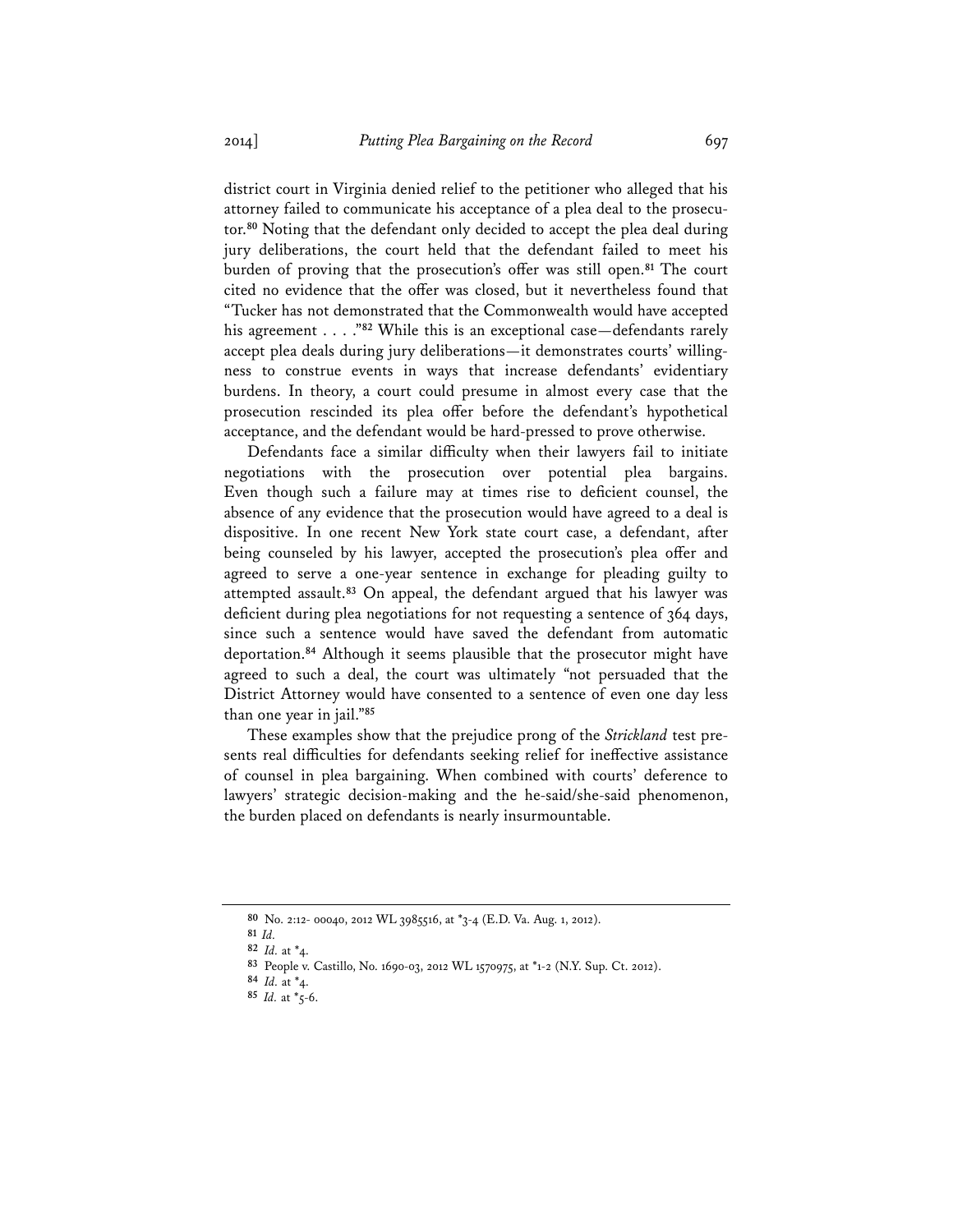district court in Virginia denied relief to the petitioner who alleged that his attorney failed to communicate his acceptance of a plea deal to the prosecutor.[80] Noting that the defendant only decided to accept the plea deal during jury deliberations, the court held that the defendant failed to meet his burden of proving that the prosecution's offer was still open.[81] The court cited no evidence that the offer was closed, but it nevertheless found that "Tucker has not demonstrated that the Commonwealth would have accepted his agreement . . . ."[82] While this is an exceptional case—defendants rarely accept plea deals during jury deliberations—it demonstrates courts' willingness to construe events in ways that increase defendants' evidentiary burdens. In theory, a court could presume in almost every case that the prosecution rescinded its plea offer before the defendant's hypothetical acceptance, and the defendant would be hard-pressed to prove otherwise.

Defendants face a similar difficulty when their lawyers fail to initiate negotiations with the prosecution over potential plea bargains. Even though such a failure may at times rise to deficient counsel, the absence of any evidence that the prosecution would have agreed to a deal is dispositive. In one recent New York state court case, a defendant, after being counseled by his lawyer, accepted the prosecution's plea offer and agreed to serve a one-year sentence in exchange for pleading guilty to attempted assault.[83] On appeal, the defendant argued that his lawyer was deficient during plea negotiations for not requesting a sentence of 364 days, since such a sentence would have saved the defendant from automatic deportation.[84] Although it seems plausible that the prosecutor might have agreed to such a deal, the court was ultimately "not persuaded that the District Attorney would have consented to a sentence of even one day less than one year in jail."[85]

These examples show that the prejudice prong of the *Strickland* test presents real difficulties for defendants seeking relief for ineffective assistance of counsel in plea bargaining. When combined with courts' deference to lawyers' strategic decision-making and the he-said/she-said phenomenon, the burden placed on defendants is nearly insurmountable.

---

[80] No. 2:12- 00040, 2012 WL 3985516, at *3-4 (E.D. Va. Aug. 1, 2012).

[81] *Id.*

[82] *Id.* at *4.

[83] People v. Castillo, No. 1690-03, 2012 WL 1570975, at *1-2 (N.Y. Sup. Ct. 2012).

[84] *Id.* at *4.

[85] *Id.* at *5-6.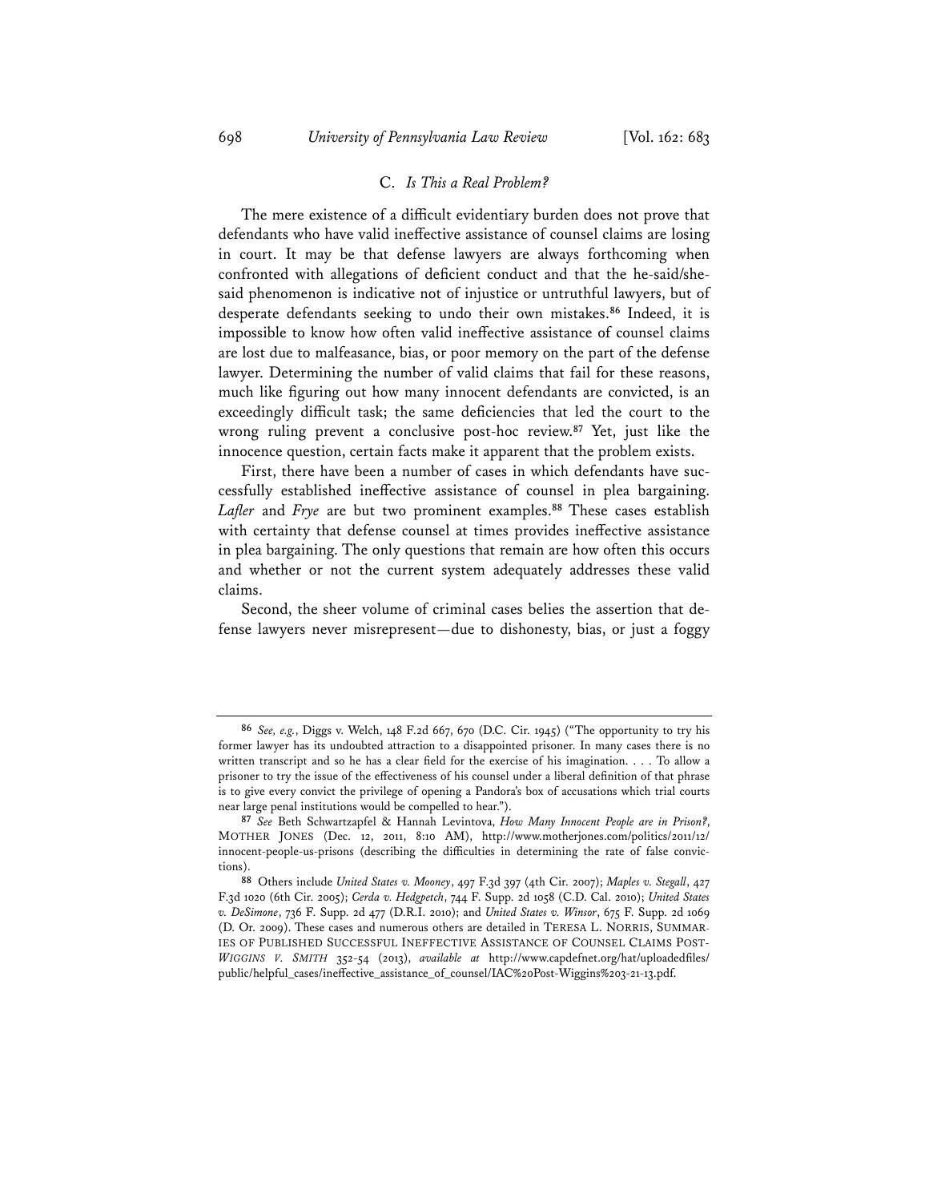### C. *Is This a Real Problem?*

The mere existence of a difficult evidentiary burden does not prove that defendants who have valid ineffective assistance of counsel claims are losing in court. It may be that defense lawyers are always forthcoming when confronted with allegations of deficient conduct and that the he-said/she-said phenomenon is indicative not of injustice or untruthful lawyers, but of desperate defendants seeking to undo their own mistakes.[86] Indeed, it is impossible to know how often valid ineffective assistance of counsel claims are lost due to malfeasance, bias, or poor memory on the part of the defense lawyer. Determining the number of valid claims that fail for these reasons, much like figuring out how many innocent defendants are convicted, is an exceedingly difficult task; the same deficiencies that led the court to the wrong ruling prevent a conclusive post-hoc review.[87] Yet, just like the innocence question, certain facts make it apparent that the problem exists.

First, there have been a number of cases in which defendants have successfully established ineffective assistance of counsel in plea bargaining. *Lafler* and *Frye* are but two prominent examples.[88] These cases establish with certainty that defense counsel at times provides ineffective assistance in plea bargaining. The only questions that remain are how often this occurs and whether or not the current system adequately addresses these valid claims.

Second, the sheer volume of criminal cases belies the assertion that defense lawyers never misrepresent—due to dishonesty, bias, or just a foggy

---

86 *See, e.g.*, Diggs v. Welch, 148 F.2d 667, 670 (D.C. Cir. 1945) ("The opportunity to try his former lawyer has its undoubted attraction to a disappointed prisoner. In many cases there is no written transcript and so he has a clear field for the exercise of his imagination. . . . To allow a prisoner to try the issue of the effectiveness of his counsel under a liberal definition of that phrase is to give every convict the privilege of opening a Pandora's box of accusations which trial courts near large penal institutions would be compelled to hear.").

87 *See* Beth Schwartzapfel & Hannah Levintova, *How Many Innocent People are in Prison?*, MOTHER JONES (Dec. 12, 2011, 8:10 AM), http://www.motherjones.com/politics/2011/12/innocent-people-us-prisons (describing the difficulties in determining the rate of false convictions).

88 Others include *United States v. Mooney*, 497 F.3d 397 (4th Cir. 2007); *Maples v. Stegall*, 427 F.3d 1020 (6th Cir. 2005); *Cerda v. Hedgpetch*, 744 F. Supp. 2d 1058 (C.D. Cal. 2010); *United States v. DeSimone*, 736 F. Supp. 2d 477 (D.R.I. 2010); and *United States v. Winsor*, 675 F. Supp. 2d 1069 (D. Or. 2009). These cases and numerous others are detailed in TERESA L. NORRIS, SUMMARIES OF PUBLISHED SUCCESSFUL INEFFECTIVE ASSISTANCE OF COUNSEL CLAIMS POST-*WIGGINS V. SMITH* 352-54 (2013), *available at* http://www.capdefnet.org/hat/uploadedfiles/public/helpful_cases/ineffective_assistance_of_counsel/IAC%20Post-Wiggins%203-21-13.pdf.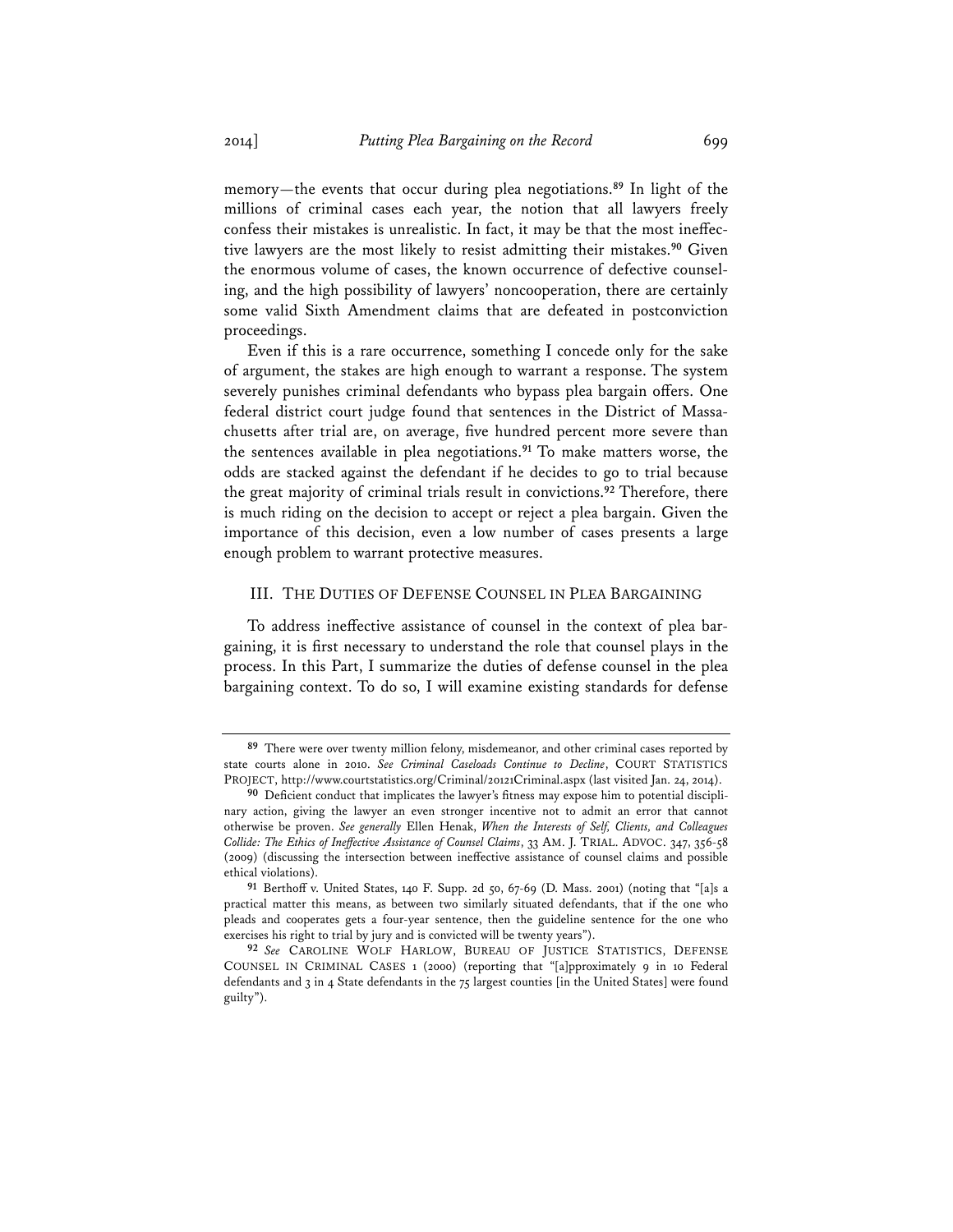memory—the events that occur during plea negotiations.[89] In light of the millions of criminal cases each year, the notion that all lawyers freely confess their mistakes is unrealistic. In fact, it may be that the most ineffective lawyers are the most likely to resist admitting their mistakes.[90] Given the enormous volume of cases, the known occurrence of defective counseling, and the high possibility of lawyers' noncooperation, there are certainly some valid Sixth Amendment claims that are defeated in postconviction proceedings.

Even if this is a rare occurrence, something I concede only for the sake of argument, the stakes are high enough to warrant a response. The system severely punishes criminal defendants who bypass plea bargain offers. One federal district court judge found that sentences in the District of Massachusetts after trial are, on average, five hundred percent more severe than the sentences available in plea negotiations.[91] To make matters worse, the odds are stacked against the defendant if he decides to go to trial because the great majority of criminal trials result in convictions.[92] Therefore, there is much riding on the decision to accept or reject a plea bargain. Given the importance of this decision, even a low number of cases presents a large enough problem to warrant protective measures.

## III. The Duties of Defense Counsel in Plea Bargaining

To address ineffective assistance of counsel in the context of plea bargaining, it is first necessary to understand the role that counsel plays in the process. In this Part, I summarize the duties of defense counsel in the plea bargaining context. To do so, I will examine existing standards for defense

---

[89] There were over twenty million felony, misdemeanor, and other criminal cases reported by state courts alone in 2010. *See Criminal Caseloads Continue to Decline*, COURT STATISTICS PROJECT, http://www.courtstatistics.org/Criminal/20121Criminal.aspx (last visited Jan. 24, 2014).

[90] Deficient conduct that implicates the lawyer's fitness may expose him to potential disciplinary action, giving the lawyer an even stronger incentive not to admit an error that cannot otherwise be proven. *See generally* Ellen Henak, *When the Interests of Self, Clients, and Colleagues Collide: The Ethics of Ineffective Assistance of Counsel Claims*, 33 AM. J. TRIAL. ADVOC. 347, 356-58 (2009) (discussing the intersection between ineffective assistance of counsel claims and possible ethical violations).

[91] Berthoff v. United States, 140 F. Supp. 2d 50, 67-69 (D. Mass. 2001) (noting that "[a]s a practical matter this means, as between two similarly situated defendants, that if the one who pleads and cooperates gets a four-year sentence, then the guideline sentence for the one who exercises his right to trial by jury and is convicted will be twenty years").

[92] *See* CAROLINE WOLF HARLOW, BUREAU OF JUSTICE STATISTICS, DEFENSE COUNSEL IN CRIMINAL CASES 1 (2000) (reporting that "[a]pproximately 9 in 10 Federal defendants and 3 in 4 State defendants in the 75 largest counties [in the United States] were found guilty").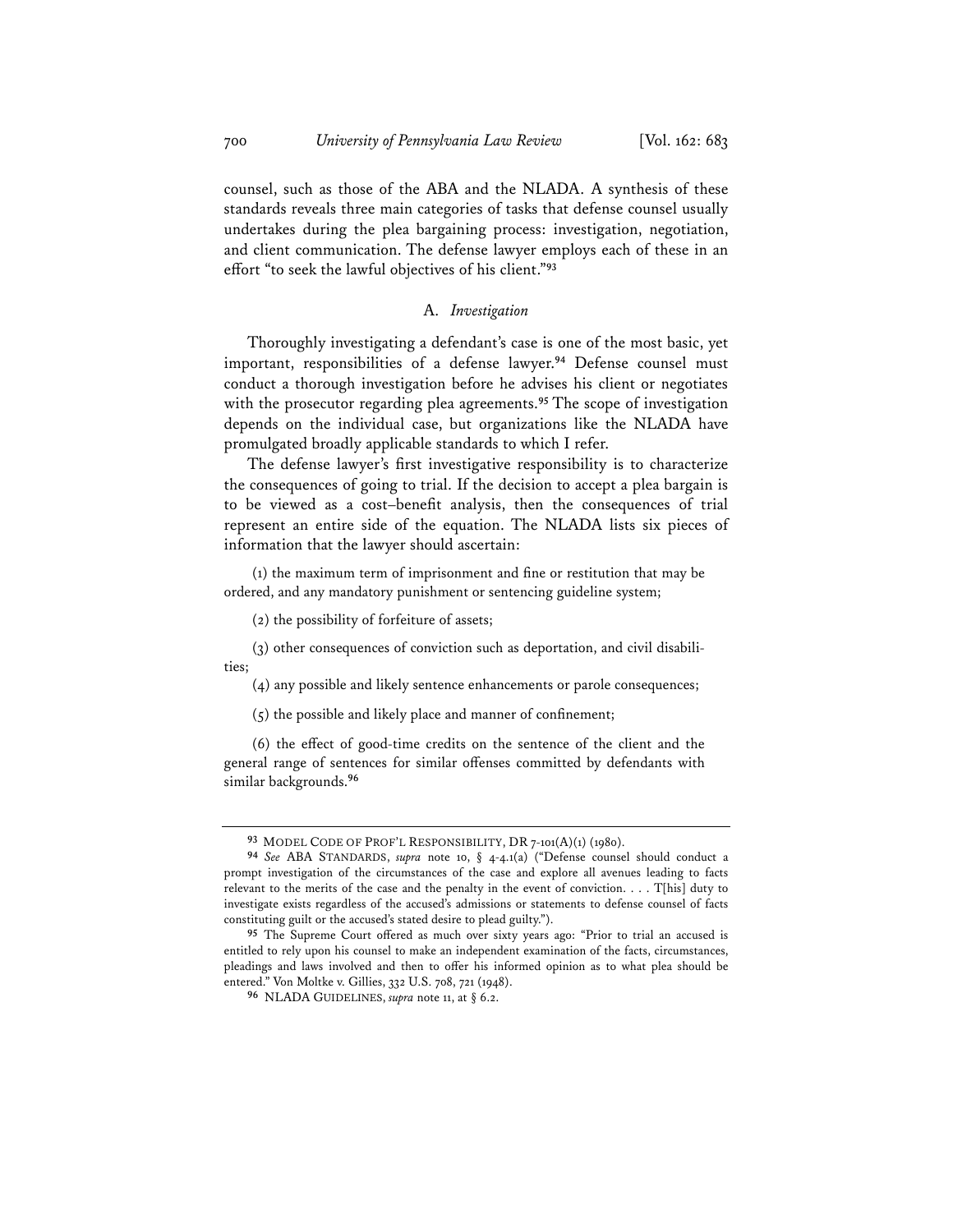counsel, such as those of the ABA and the NLADA. A synthesis of these standards reveals three main categories of tasks that defense counsel usually undertakes during the plea bargaining process: investigation, negotiation, and client communication. The defense lawyer employs each of these in an effort "to seek the lawful objectives of his client."[93]

### A. *Investigation*

Thoroughly investigating a defendant's case is one of the most basic, yet important, responsibilities of a defense lawyer.[94] Defense counsel must conduct a thorough investigation before he advises his client or negotiates with the prosecutor regarding plea agreements.[95] The scope of investigation depends on the individual case, but organizations like the NLADA have promulgated broadly applicable standards to which I refer.

The defense lawyer's first investigative responsibility is to characterize the consequences of going to trial. If the decision to accept a plea bargain is to be viewed as a cost–benefit analysis, then the consequences of trial represent an entire side of the equation. The NLADA lists six pieces of information that the lawyer should ascertain:

> (1) the maximum term of imprisonment and fine or restitution that may be ordered, and any mandatory punishment or sentencing guideline system;
>
> (2) the possibility of forfeiture of assets;
>
> (3) other consequences of conviction such as deportation, and civil disabilities;
>
> (4) any possible and likely sentence enhancements or parole consequences;
>
> (5) the possible and likely place and manner of confinement;
>
> (6) the effect of good-time credits on the sentence of the client and the general range of sentences for similar offenses committed by defendants with similar backgrounds.[96]

---

[93] MODEL CODE OF PROF'L RESPONSIBILITY, DR 7-101(A)(1) (1980).

[94] *See* ABA STANDARDS, *supra* note 10, § 4-4.1(a) ("Defense counsel should conduct a prompt investigation of the circumstances of the case and explore all avenues leading to facts relevant to the merits of the case and the penalty in the event of conviction. . . . T[his] duty to investigate exists regardless of the accused's admissions or statements to defense counsel of facts constituting guilt or the accused's stated desire to plead guilty.").

[95] The Supreme Court offered as much over sixty years ago: "Prior to trial an accused is entitled to rely upon his counsel to make an independent examination of the facts, circumstances, pleadings and laws involved and then to offer his informed opinion as to what plea should be entered." Von Moltke v. Gillies, 332 U.S. 708, 721 (1948).

[96] NLADA GUIDELINES, *supra* note 11, at § 6.2.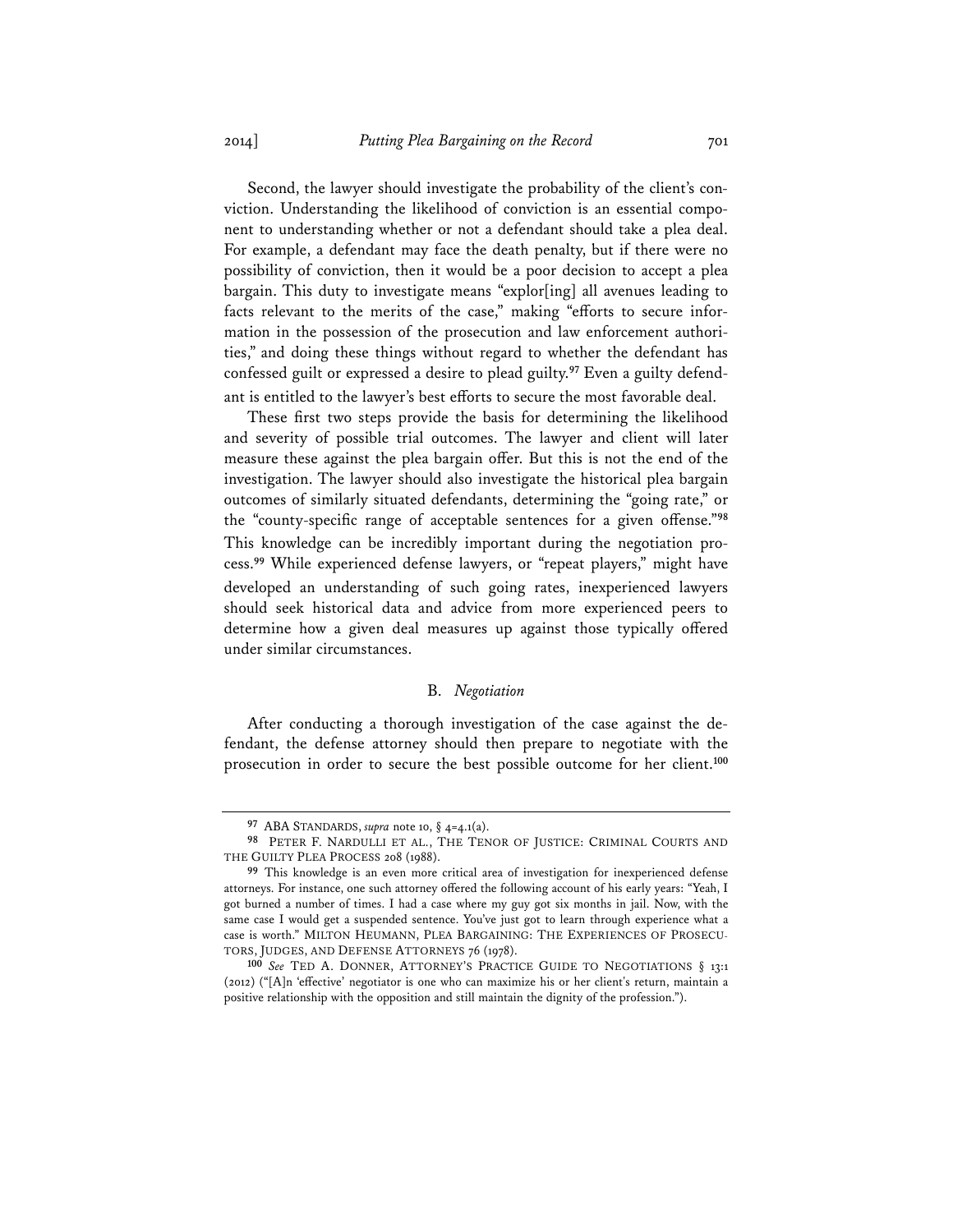Second, the lawyer should investigate the probability of the client's conviction. Understanding the likelihood of conviction is an essential component to understanding whether or not a defendant should take a plea deal. For example, a defendant may face the death penalty, but if there were no possibility of conviction, then it would be a poor decision to accept a plea bargain. This duty to investigate means "explor[ing] all avenues leading to facts relevant to the merits of the case," making "efforts to secure information in the possession of the prosecution and law enforcement authorities," and doing these things without regard to whether the defendant has confessed guilt or expressed a desire to plead guilty.[97] Even a guilty defendant is entitled to the lawyer's best efforts to secure the most favorable deal.

These first two steps provide the basis for determining the likelihood and severity of possible trial outcomes. The lawyer and client will later measure these against the plea bargain offer. But this is not the end of the investigation. The lawyer should also investigate the historical plea bargain outcomes of similarly situated defendants, determining the "going rate," or the "county-specific range of acceptable sentences for a given offense."[98] This knowledge can be incredibly important during the negotiation process.[99] While experienced defense lawyers, or "repeat players," might have developed an understanding of such going rates, inexperienced lawyers should seek historical data and advice from more experienced peers to determine how a given deal measures up against those typically offered under similar circumstances.

### B. *Negotiation*

After conducting a thorough investigation of the case against the defendant, the defense attorney should then prepare to negotiate with the prosecution in order to secure the best possible outcome for her client.[100]

---

[97] ABA STANDARDS, *supra* note 10, § 4-4.1(a).

[98] PETER F. NARDULLI ET AL., THE TENOR OF JUSTICE: CRIMINAL COURTS AND THE GUILTY PLEA PROCESS 208 (1988).

[99] This knowledge is an even more critical area of investigation for inexperienced defense attorneys. For instance, one such attorney offered the following account of his early years: "Yeah, I got burned a number of times. I had a case where my guy got six months in jail. Now, with the same case I would get a suspended sentence. You've just got to learn through experience what a case is worth." MILTON HEUMANN, PLEA BARGAINING: THE EXPERIENCES OF PROSECUTORS, JUDGES, AND DEFENSE ATTORNEYS 76 (1978).

[100] *See* TED A. DONNER, ATTORNEY'S PRACTICE GUIDE TO NEGOTIATIONS § 13:1 (2012) ("[A]n 'effective' negotiator is one who can maximize his or her client's return, maintain a positive relationship with the opposition and still maintain the dignity of the profession.").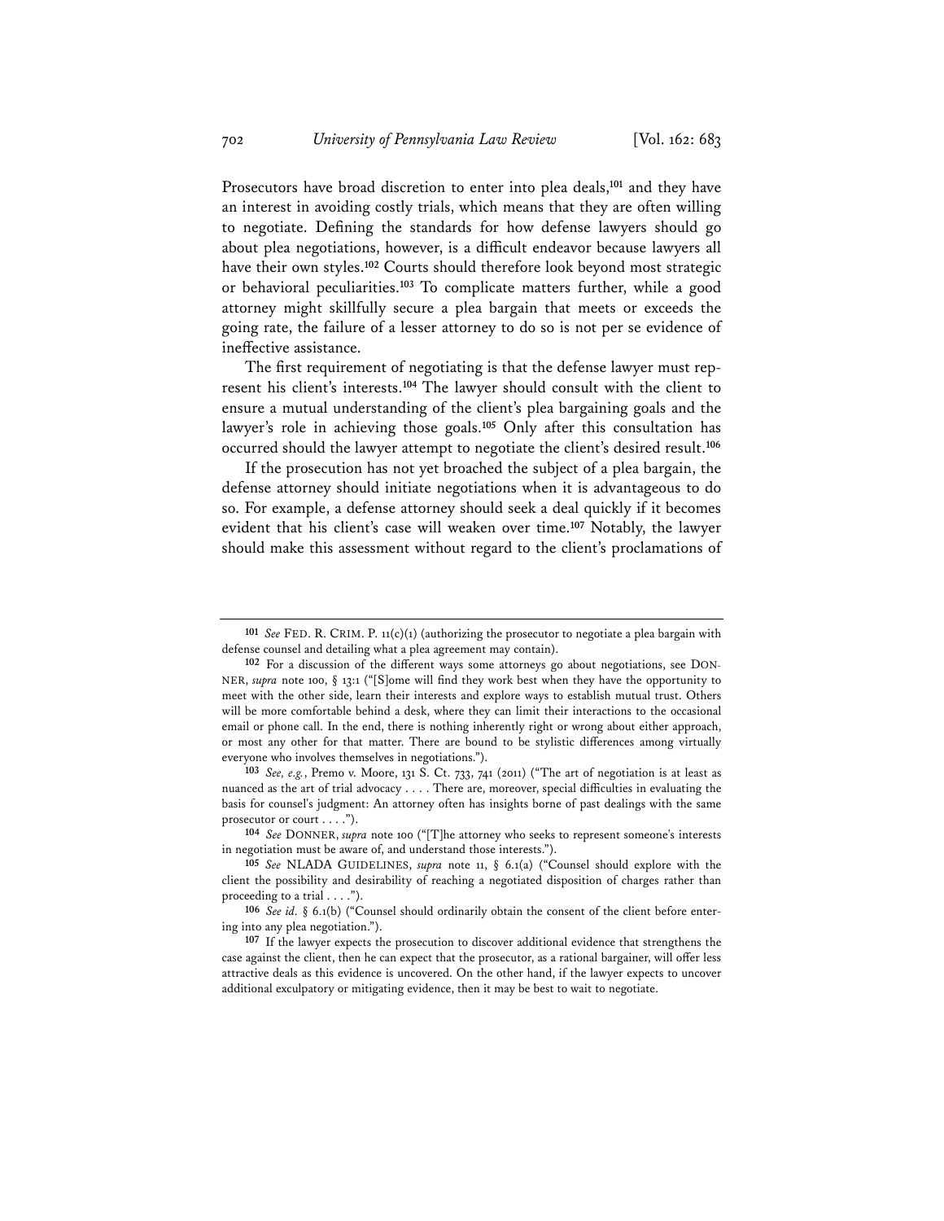Prosecutors have broad discretion to enter into plea deals,[101] and they have an interest in avoiding costly trials, which means that they are often willing to negotiate. Defining the standards for how defense lawyers should go about plea negotiations, however, is a difficult endeavor because lawyers all have their own styles.[102] Courts should therefore look beyond most strategic or behavioral peculiarities.[103] To complicate matters further, while a good attorney might skillfully secure a plea bargain that meets or exceeds the going rate, the failure of a lesser attorney to do so is not per se evidence of ineffective assistance.

The first requirement of negotiating is that the defense lawyer must represent his client's interests.[104] The lawyer should consult with the client to ensure a mutual understanding of the client's plea bargaining goals and the lawyer's role in achieving those goals.[105] Only after this consultation has occurred should the lawyer attempt to negotiate the client's desired result.[106]

If the prosecution has not yet broached the subject of a plea bargain, the defense attorney should initiate negotiations when it is advantageous to do so. For example, a defense attorney should seek a deal quickly if it becomes evident that his client's case will weaken over time.[107] Notably, the lawyer should make this assessment without regard to the client's proclamations of

---

[101] *See* FED. R. CRIM. P. 11(c)(1) (authorizing the prosecutor to negotiate a plea bargain with defense counsel and detailing what a plea agreement may contain).

[102] For a discussion of the different ways some attorneys go about negotiations, see DONNER, *supra* note 100, § 13:1 ("[S]ome will find they work best when they have the opportunity to meet with the other side, learn their interests and explore ways to establish mutual trust. Others will be more comfortable behind a desk, where they can limit their interactions to the occasional email or phone call. In the end, there is nothing inherently right or wrong about either approach, or most any other for that matter. There are bound to be stylistic differences among virtually everyone who involves themselves in negotiations.").

[103] *See, e.g.*, Premo v. Moore, 131 S. Ct. 733, 741 (2011) ("The art of negotiation is at least as nuanced as the art of trial advocacy . . . . There are, moreover, special difficulties in evaluating the basis for counsel's judgment: An attorney often has insights borne of past dealings with the same prosecutor or court . . . .").

[104] *See* DONNER, *supra* note 100 ("[T]he attorney who seeks to represent someone's interests in negotiation must be aware of, and understand those interests.").

[105] *See* NLADA GUIDELINES, *supra* note 11, § 6.1(a) ("Counsel should explore with the client the possibility and desirability of reaching a negotiated disposition of charges rather than proceeding to a trial . . . .").

[106] *See id.* § 6.1(b) ("Counsel should ordinarily obtain the consent of the client before entering into any plea negotiation.").

[107] If the lawyer expects the prosecution to discover additional evidence that strengthens the case against the client, then he can expect that the prosecutor, as a rational bargainer, will offer less attractive deals as this evidence is uncovered. On the other hand, if the lawyer expects to uncover additional exculpatory or mitigating evidence, then it may be best to wait to negotiate.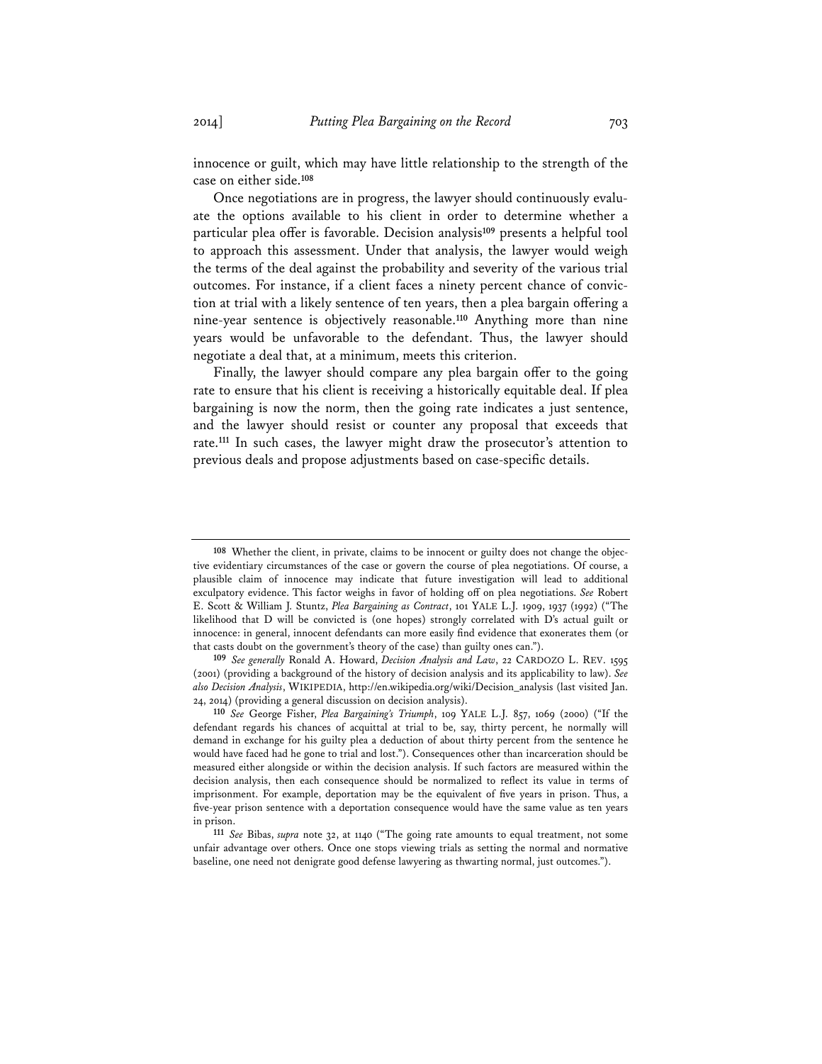innocence or guilt, which may have little relationship to the strength of the case on either side.[108]

Once negotiations are in progress, the lawyer should continuously evaluate the options available to his client in order to determine whether a particular plea offer is favorable. Decision analysis[109] presents a helpful tool to approach this assessment. Under that analysis, the lawyer would weigh the terms of the deal against the probability and severity of the various trial outcomes. For instance, if a client faces a ninety percent chance of conviction at trial with a likely sentence of ten years, then a plea bargain offering a nine-year sentence is objectively reasonable.[110] Anything more than nine years would be unfavorable to the defendant. Thus, the lawyer should negotiate a deal that, at a minimum, meets this criterion.

Finally, the lawyer should compare any plea bargain offer to the going rate to ensure that his client is receiving a historically equitable deal. If plea bargaining is now the norm, then the going rate indicates a just sentence, and the lawyer should resist or counter any proposal that exceeds that rate.[111] In such cases, the lawyer might draw the prosecutor's attention to previous deals and propose adjustments based on case-specific details.

---

**108** Whether the client, in private, claims to be innocent or guilty does not change the objective evidentiary circumstances of the case or govern the course of plea negotiations. Of course, a plausible claim of innocence may indicate that future investigation will lead to additional exculpatory evidence. This factor weighs in favor of holding off on plea negotiations. *See* Robert E. Scott & William J. Stuntz, *Plea Bargaining as Contract*, 101 YALE L.J. 1909, 1937 (1992) ("The likelihood that D will be convicted is (one hopes) strongly correlated with D's actual guilt or innocence: in general, innocent defendants can more easily find evidence that exonerates them (or that casts doubt on the government's theory of the case) than guilty ones can.").

**109** *See generally* Ronald A. Howard, *Decision Analysis and Law*, 22 CARDOZO L. REV. 1595 (2001) (providing a background of the history of decision analysis and its applicability to law). *See also Decision Analysis*, WIKIPEDIA, http://en.wikipedia.org/wiki/Decision_analysis (last visited Jan. 24, 2014) (providing a general discussion on decision analysis).

**110** *See* George Fisher, *Plea Bargaining's Triumph*, 109 YALE L.J. 857, 1069 (2000) ("If the defendant regards his chances of acquittal at trial to be, say, thirty percent, he normally will demand in exchange for his guilty plea a deduction of about thirty percent from the sentence he would have faced had he gone to trial and lost."). Consequences other than incarceration should be measured either alongside or within the decision analysis. If such factors are measured within the decision analysis, then each consequence should be normalized to reflect its value in terms of imprisonment. For example, deportation may be the equivalent of five years in prison. Thus, a five-year prison sentence with a deportation consequence would have the same value as ten years in prison.

**111** *See* Bibas, *supra* note 32, at 1140 ("The going rate amounts to equal treatment, not some unfair advantage over others. Once one stops viewing trials as setting the normal and normative baseline, one need not denigrate good defense lawyering as thwarting normal, just outcomes.").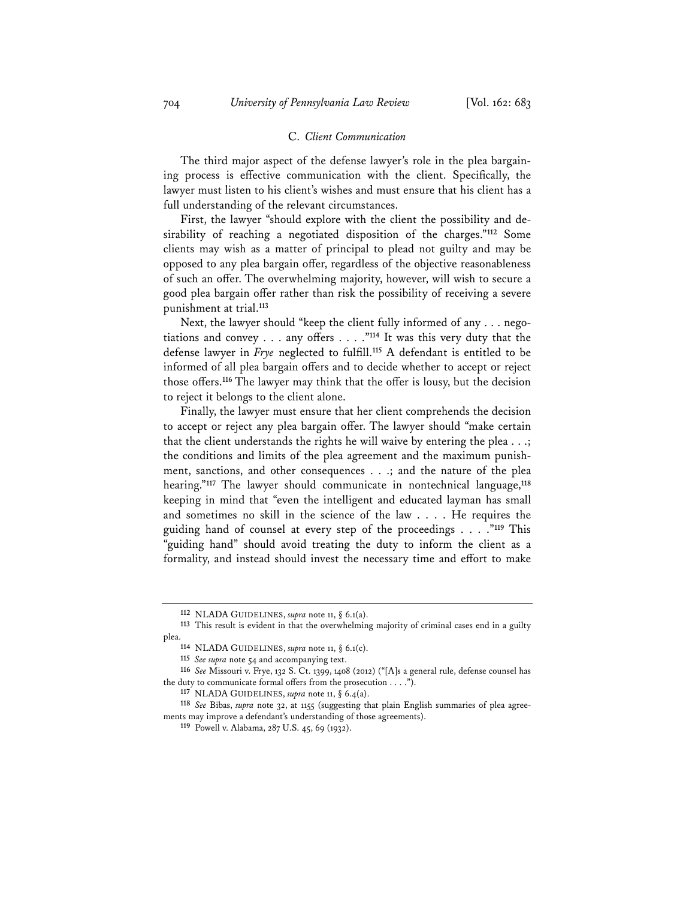### C. *Client Communication*

The third major aspect of the defense lawyer's role in the plea bargaining process is effective communication with the client. Specifically, the lawyer must listen to his client's wishes and must ensure that his client has a full understanding of the relevant circumstances.

First, the lawyer "should explore with the client the possibility and desirability of reaching a negotiated disposition of the charges."[112] Some clients may wish as a matter of principal to plead not guilty and may be opposed to any plea bargain offer, regardless of the objective reasonableness of such an offer. The overwhelming majority, however, will wish to secure a good plea bargain offer rather than risk the possibility of receiving a severe punishment at trial.[113]

Next, the lawyer should "keep the client fully informed of any . . . negotiations and convey . . . any offers . . . ."[114] It was this very duty that the defense lawyer in *Frye* neglected to fulfill.[115] A defendant is entitled to be informed of all plea bargain offers and to decide whether to accept or reject those offers.[116] The lawyer may think that the offer is lousy, but the decision to reject it belongs to the client alone.

Finally, the lawyer must ensure that her client comprehends the decision to accept or reject any plea bargain offer. The lawyer should "make certain that the client understands the rights he will waive by entering the plea . . .; the conditions and limits of the plea agreement and the maximum punishment, sanctions, and other consequences . . .; and the nature of the plea hearing."[117] The lawyer should communicate in nontechnical language,[118] keeping in mind that "even the intelligent and educated layman has small and sometimes no skill in the science of the law . . . . He requires the guiding hand of counsel at every step of the proceedings . . . ."[119] This "guiding hand" should avoid treating the duty to inform the client as a formality, and instead should invest the necessary time and effort to make

---

112 NLADA GUIDELINES, *supra* note 11, § 6.1(a).

113 This result is evident in that the overwhelming majority of criminal cases end in a guilty plea.

114 NLADA GUIDELINES, *supra* note 11, § 6.1(c).

115 *See supra* note 54 and accompanying text.

116 *See* Missouri v. Frye, 132 S. Ct. 1399, 1408 (2012) ("[A]s a general rule, defense counsel has the duty to communicate formal offers from the prosecution . . . .").

117 NLADA GUIDELINES, *supra* note 11, § 6.4(a).

118 *See* Bibas, *supra* note 32, at 1155 (suggesting that plain English summaries of plea agreements may improve a defendant's understanding of those agreements).

119 Powell v. Alabama, 287 U.S. 45, 69 (1932).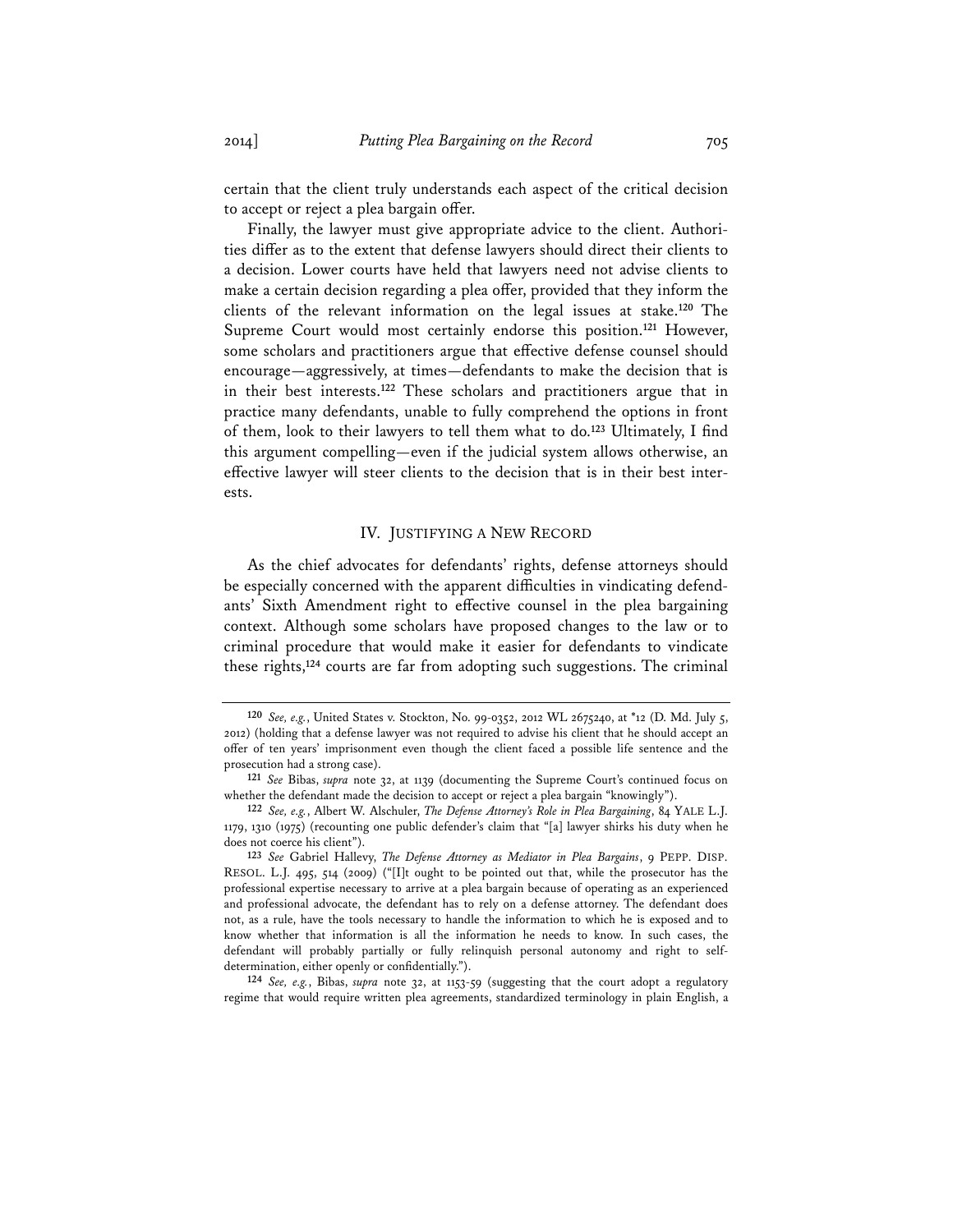certain that the client truly understands each aspect of the critical decision to accept or reject a plea bargain offer.

Finally, the lawyer must give appropriate advice to the client. Authorities differ as to the extent that defense lawyers should direct their clients to a decision. Lower courts have held that lawyers need not advise clients to make a certain decision regarding a plea offer, provided that they inform the clients of the relevant information on the legal issues at stake.[120] The Supreme Court would most certainly endorse this position.[121] However, some scholars and practitioners argue that effective defense counsel should encourage—aggressively, at times—defendants to make the decision that is in their best interests.[122] These scholars and practitioners argue that in practice many defendants, unable to fully comprehend the options in front of them, look to their lawyers to tell them what to do.[123] Ultimately, I find this argument compelling—even if the judicial system allows otherwise, an effective lawyer will steer clients to the decision that is in their best interests.

## IV. Justifying a New Record

As the chief advocates for defendants' rights, defense attorneys should be especially concerned with the apparent difficulties in vindicating defendants' Sixth Amendment right to effective counsel in the plea bargaining context. Although some scholars have proposed changes to the law or to criminal procedure that would make it easier for defendants to vindicate these rights,[124] courts are far from adopting such suggestions. The criminal

---

[120] *See, e.g.*, United States v. Stockton, No. 99-0352, 2012 WL 2675240, at *12 (D. Md. July 5, 2012) (holding that a defense lawyer was not required to advise his client that he should accept an offer of ten years' imprisonment even though the client faced a possible life sentence and the prosecution had a strong case).

[121] *See* Bibas, *supra* note 32, at 1139 (documenting the Supreme Court's continued focus on whether the defendant made the decision to accept or reject a plea bargain "knowingly").

[122] *See, e.g.*, Albert W. Alschuler, *The Defense Attorney's Role in Plea Bargaining*, 84 YALE L.J. 1179, 1310 (1975) (recounting one public defender's claim that "[a] lawyer shirks his duty when he does not coerce his client").

[123] *See* Gabriel Hallevy, *The Defense Attorney as Mediator in Plea Bargains*, 9 PEPP. DISP. RESOL. L.J. 495, 514 (2009) ("[I]t ought to be pointed out that, while the prosecutor has the professional expertise necessary to arrive at a plea bargain because of operating as an experienced and professional advocate, the defendant has to rely on a defense attorney. The defendant does not, as a rule, have the tools necessary to handle the information to which he is exposed and to know whether that information is all the information he needs to know. In such cases, the defendant will probably partially or fully relinquish personal autonomy and right to self-determination, either openly or confidentially.").

[124] *See, e.g.*, Bibas, *supra* note 32, at 1153-59 (suggesting that the court adopt a regulatory regime that would require written plea agreements, standardized terminology in plain English, a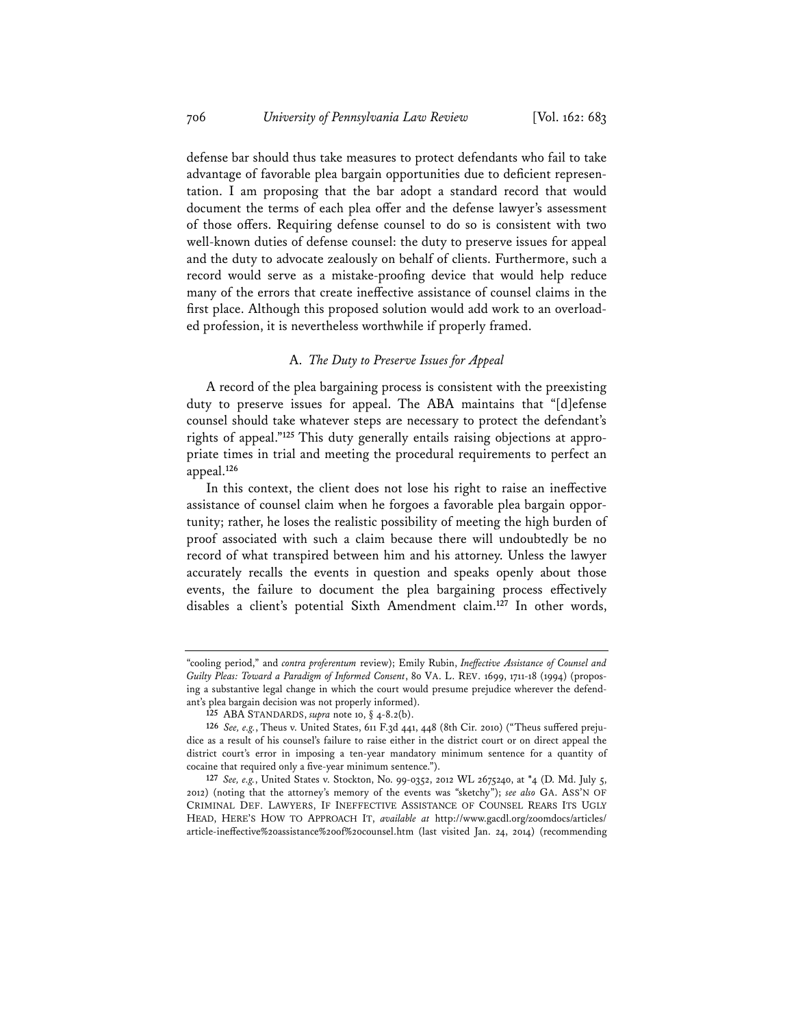defense bar should thus take measures to protect defendants who fail to take advantage of favorable plea bargain opportunities due to deficient representation. I am proposing that the bar adopt a standard record that would document the terms of each plea offer and the defense lawyer's assessment of those offers. Requiring defense counsel to do so is consistent with two well-known duties of defense counsel: the duty to preserve issues for appeal and the duty to advocate zealously on behalf of clients. Furthermore, such a record would serve as a mistake-proofing device that would help reduce many of the errors that create ineffective assistance of counsel claims in the first place. Although this proposed solution would add work to an overloaded profession, it is nevertheless worthwhile if properly framed.

### A. *The Duty to Preserve Issues for Appeal*

A record of the plea bargaining process is consistent with the preexisting duty to preserve issues for appeal. The ABA maintains that "[d]efense counsel should take whatever steps are necessary to protect the defendant's rights of appeal."[125] This duty generally entails raising objections at appropriate times in trial and meeting the procedural requirements to perfect an appeal.[126]

In this context, the client does not lose his right to raise an ineffective assistance of counsel claim when he forgoes a favorable plea bargain opportunity; rather, he loses the realistic possibility of meeting the high burden of proof associated with such a claim because there will undoubtedly be no record of what transpired between him and his attorney. Unless the lawyer accurately recalls the events in question and speaks openly about those events, the failure to document the plea bargaining process effectively disables a client's potential Sixth Amendment claim.[127] In other words,

---

"cooling period," and *contra proferentum* review); Emily Rubin, *Ineffective Assistance of Counsel and Guilty Pleas: Toward a Paradigm of Informed Consent*, 80 VA. L. REV. 1699, 1711-18 (1994) (proposing a substantive legal change in which the court would presume prejudice wherever the defendant's plea bargain decision was not properly informed).

[125] ABA STANDARDS, *supra* note 10, § 4-8.2(b).

[126] *See, e.g.*, Theus v. United States, 611 F.3d 441, 448 (8th Cir. 2010) ("Theus suffered prejudice as a result of his counsel's failure to raise either in the district court or on direct appeal the district court's error in imposing a ten-year mandatory minimum sentence for a quantity of cocaine that required only a five-year minimum sentence.").

[127] *See, e.g.*, United States v. Stockton, No. 99-0352, 2012 WL 2675240, at *4 (D. Md. July 5, 2012) (noting that the attorney's memory of the events was "sketchy"); *see also* GA. ASS'N OF CRIMINAL DEF. LAWYERS, IF INEFFECTIVE ASSISTANCE OF COUNSEL REARS ITS UGLY HEAD, HERE'S HOW TO APPROACH IT, *available at* http://www.gacdl.org/zoomdocs/articles/article-ineffective%20assistance%20of%20counsel.htm (last visited Jan. 24, 2014) (recommending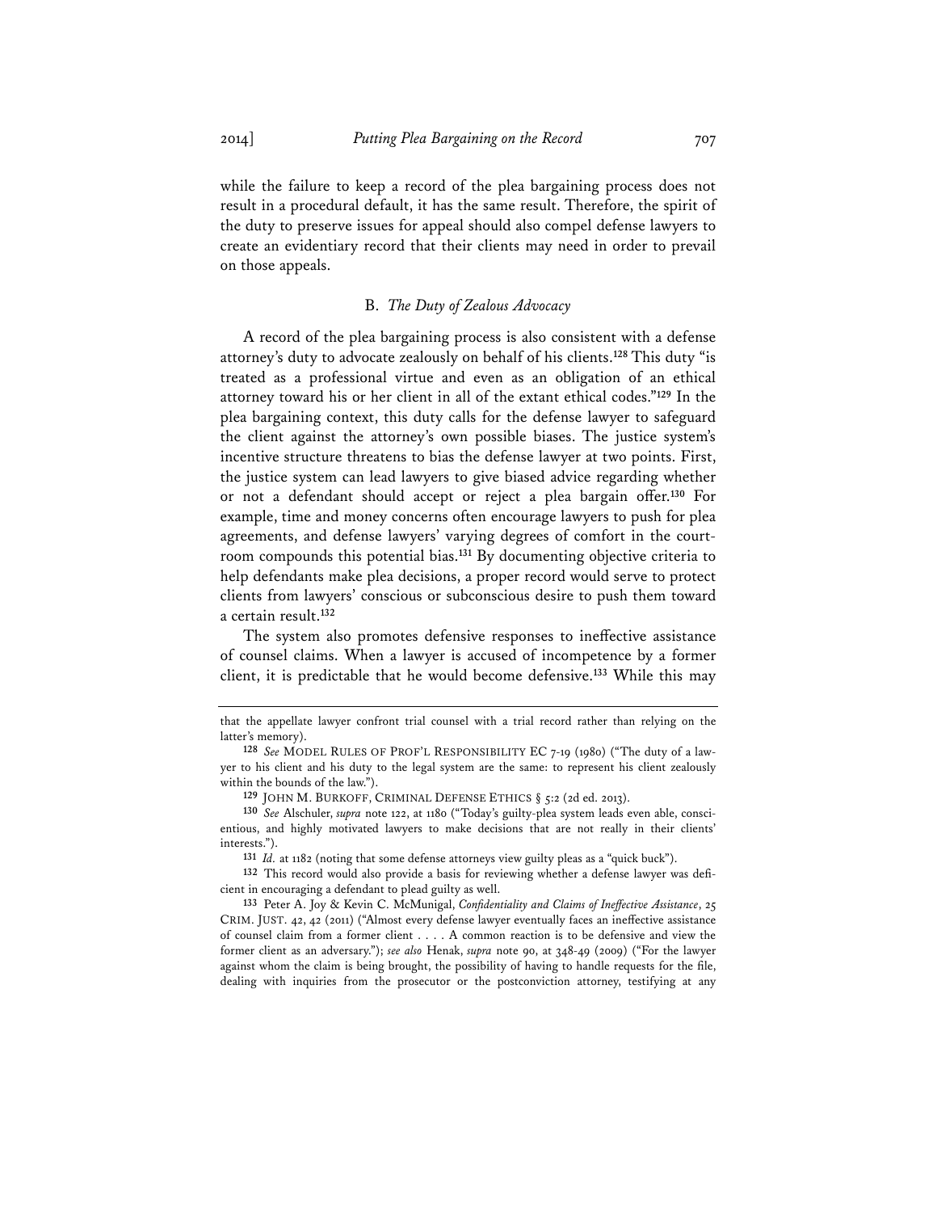while the failure to keep a record of the plea bargaining process does not result in a procedural default, it has the same result. Therefore, the spirit of the duty to preserve issues for appeal should also compel defense lawyers to create an evidentiary record that their clients may need in order to prevail on those appeals.

### B. *The Duty of Zealous Advocacy*

A record of the plea bargaining process is also consistent with a defense attorney's duty to advocate zealously on behalf of his clients.[128] This duty "is treated as a professional virtue and even as an obligation of an ethical attorney toward his or her client in all of the extant ethical codes."[129] In the plea bargaining context, this duty calls for the defense lawyer to safeguard the client against the attorney's own possible biases. The justice system's incentive structure threatens to bias the defense lawyer at two points. First, the justice system can lead lawyers to give biased advice regarding whether or not a defendant should accept or reject a plea bargain offer.[130] For example, time and money concerns often encourage lawyers to push for plea agreements, and defense lawyers' varying degrees of comfort in the courtroom compounds this potential bias.[131] By documenting objective criteria to help defendants make plea decisions, a proper record would serve to protect clients from lawyers' conscious or subconscious desire to push them toward a certain result.[132]

The system also promotes defensive responses to ineffective assistance of counsel claims. When a lawyer is accused of incompetence by a former client, it is predictable that he would become defensive.[133] While this may

---

that the appellate lawyer confront trial counsel with a trial record rather than relying on the latter's memory).

[128] *See* MODEL RULES OF PROF'L RESPONSIBILITY EC 7-19 (1980) ("The duty of a lawyer to his client and his duty to the legal system are the same: to represent his client zealously within the bounds of the law.").

[129] JOHN M. BURKOFF, CRIMINAL DEFENSE ETHICS § 5:2 (2d ed. 2013).

[130] *See* Alschuler, *supra* note 122, at 1180 ("Today's guilty-plea system leads even able, conscientious, and highly motivated lawyers to make decisions that are not really in their clients' interests.").

[131] *Id.* at 1182 (noting that some defense attorneys view guilty pleas as a "quick buck").

[132] This record would also provide a basis for reviewing whether a defense lawyer was deficient in encouraging a defendant to plead guilty as well.

[133] Peter A. Joy & Kevin C. McMunigal, *Confidentiality and Claims of Ineffective Assistance*, 25 CRIM. JUST. 42, 42 (2011) ("Almost every defense lawyer eventually faces an ineffective assistance of counsel claim from a former client . . . . A common reaction is to be defensive and view the former client as an adversary."); *see also* Henak, *supra* note 90, at 348-49 (2009) ("For the lawyer against whom the claim is being brought, the possibility of having to handle requests for the file, dealing with inquiries from the prosecutor or the postconviction attorney, testifying at any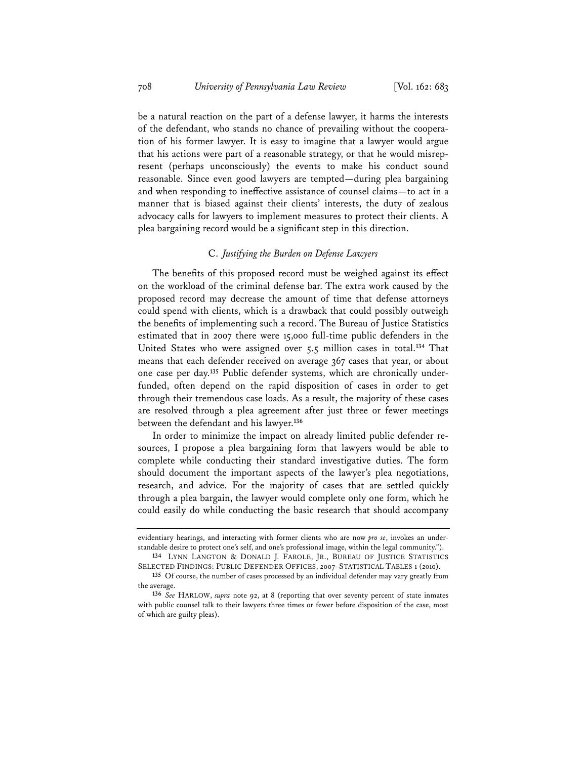be a natural reaction on the part of a defense lawyer, it harms the interests of the defendant, who stands no chance of prevailing without the cooperation of his former lawyer. It is easy to imagine that a lawyer would argue that his actions were part of a reasonable strategy, or that he would misrepresent (perhaps unconsciously) the events to make his conduct sound reasonable. Since even good lawyers are tempted—during plea bargaining and when responding to ineffective assistance of counsel claims—to act in a manner that is biased against their clients' interests, the duty of zealous advocacy calls for lawyers to implement measures to protect their clients. A plea bargaining record would be a significant step in this direction.

### C. *Justifying the Burden on Defense Lawyers*

The benefits of this proposed record must be weighed against its effect on the workload of the criminal defense bar. The extra work caused by the proposed record may decrease the amount of time that defense attorneys could spend with clients, which is a drawback that could possibly outweigh the benefits of implementing such a record. The Bureau of Justice Statistics estimated that in 2007 there were 15,000 full-time public defenders in the United States who were assigned over 5.5 million cases in total.[134] That means that each defender received on average 367 cases that year, or about one case per day.[135] Public defender systems, which are chronically underfunded, often depend on the rapid disposition of cases in order to get through their tremendous case loads. As a result, the majority of these cases are resolved through a plea agreement after just three or fewer meetings between the defendant and his lawyer.[136]

In order to minimize the impact on already limited public defender resources, I propose a plea bargaining form that lawyers would be able to complete while conducting their standard investigative duties. The form should document the important aspects of the lawyer's plea negotiations, research, and advice. For the majority of cases that are settled quickly through a plea bargain, the lawyer would complete only one form, which he could easily do while conducting the basic research that should accompany

---

evidentiary hearings, and interacting with former clients who are now *pro se*, invokes an understandable desire to protect one's self, and one's professional image, within the legal community.").

[134] LYNN LANGTON & DONALD J. FAROLE, JR., BUREAU OF JUSTICE STATISTICS SELECTED FINDINGS: PUBLIC DEFENDER OFFICES, 2007–STATISTICAL TABLES 1 (2010).

[135] Of course, the number of cases processed by an individual defender may vary greatly from the average.

[136] *See* HARLOW, *supra* note 92, at 8 (reporting that over seventy percent of state inmates with public counsel talk to their lawyers three times or fewer before disposition of the case, most of which are guilty pleas).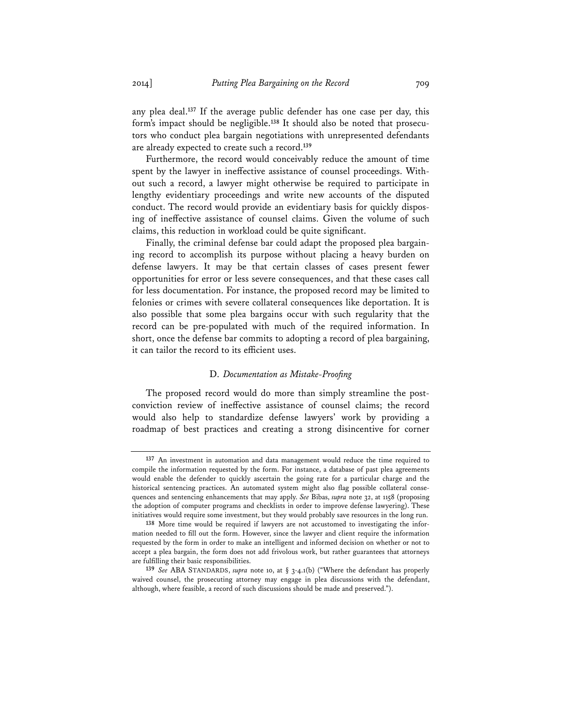any plea deal.[137] If the average public defender has one case per day, this form's impact should be negligible.[138] It should also be noted that prosecutors who conduct plea bargain negotiations with unrepresented defendants are already expected to create such a record.[139]

Furthermore, the record would conceivably reduce the amount of time spent by the lawyer in ineffective assistance of counsel proceedings. Without such a record, a lawyer might otherwise be required to participate in lengthy evidentiary proceedings and write new accounts of the disputed conduct. The record would provide an evidentiary basis for quickly disposing of ineffective assistance of counsel claims. Given the volume of such claims, this reduction in workload could be quite significant.

Finally, the criminal defense bar could adapt the proposed plea bargaining record to accomplish its purpose without placing a heavy burden on defense lawyers. It may be that certain classes of cases present fewer opportunities for error or less severe consequences, and that these cases call for less documentation. For instance, the proposed record may be limited to felonies or crimes with severe collateral consequences like deportation. It is also possible that some plea bargains occur with such regularity that the record can be pre-populated with much of the required information. In short, once the defense bar commits to adopting a record of plea bargaining, it can tailor the record to its efficient uses.

### D. *Documentation as Mistake-Proofing*

The proposed record would do more than simply streamline the post-conviction review of ineffective assistance of counsel claims; the record would also help to standardize defense lawyers' work by providing a roadmap of best practices and creating a strong disincentive for corner

---

137 An investment in automation and data management would reduce the time required to compile the information requested by the form. For instance, a database of past plea agreements would enable the defender to quickly ascertain the going rate for a particular charge and the historical sentencing practices. An automated system might also flag possible collateral consequences and sentencing enhancements that may apply. *See* Bibas, *supra* note 32, at 1158 (proposing the adoption of computer programs and checklists in order to improve defense lawyering). These initiatives would require some investment, but they would probably save resources in the long run.

138 More time would be required if lawyers are not accustomed to investigating the information needed to fill out the form. However, since the lawyer and client require the information requested by the form in order to make an intelligent and informed decision on whether or not to accept a plea bargain, the form does not add frivolous work, but rather guarantees that attorneys are fulfilling their basic responsibilities.

139 *See* ABA STANDARDS, *supra* note 10, at § 3-4.1(b) ("Where the defendant has properly waived counsel, the prosecuting attorney may engage in plea discussions with the defendant, although, where feasible, a record of such discussions should be made and preserved.").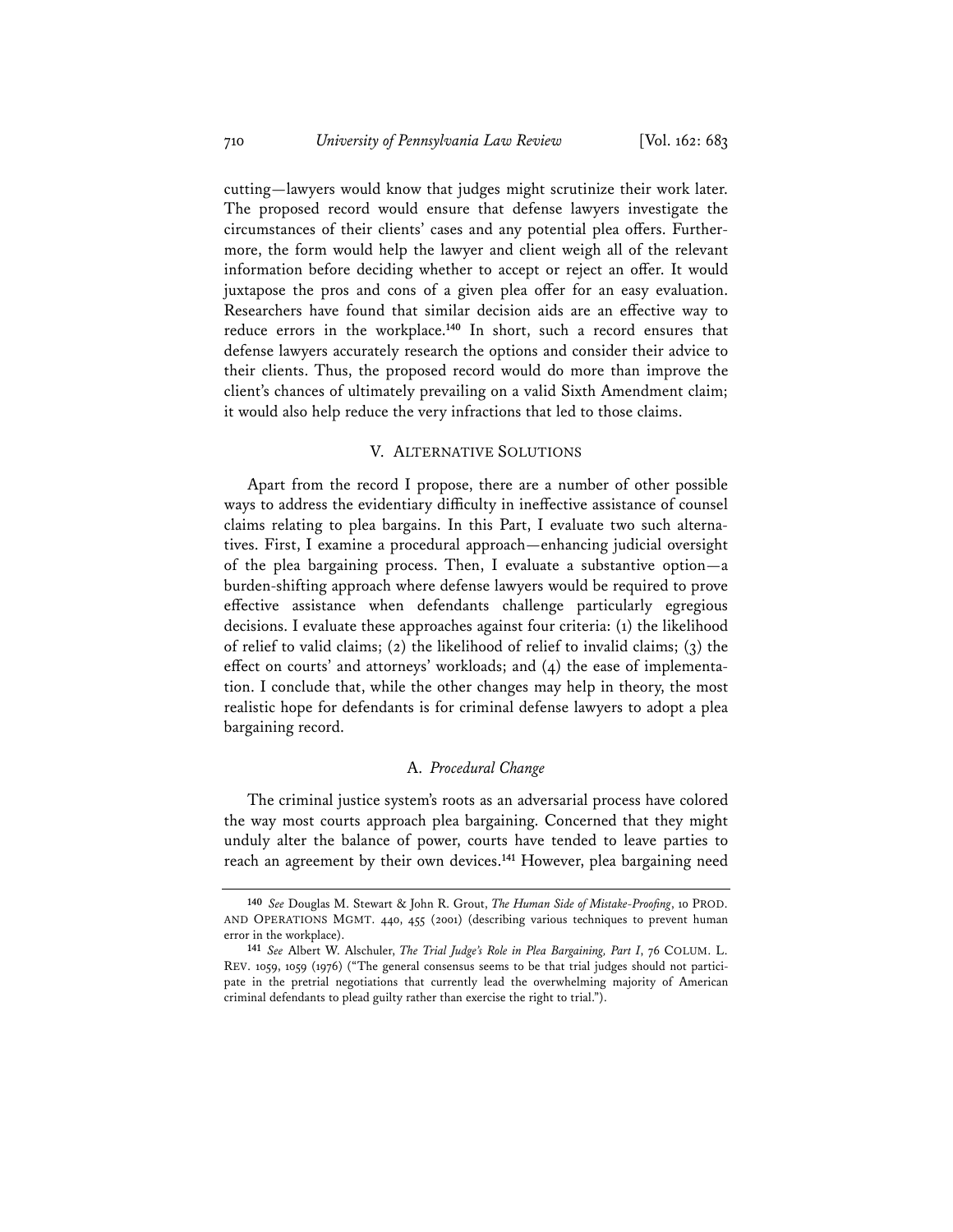cutting—lawyers would know that judges might scrutinize their work later. The proposed record would ensure that defense lawyers investigate the circumstances of their clients' cases and any potential plea offers. Furthermore, the form would help the lawyer and client weigh all of the relevant information before deciding whether to accept or reject an offer. It would juxtapose the pros and cons of a given plea offer for an easy evaluation. Researchers have found that similar decision aids are an effective way to reduce errors in the workplace.[140] In short, such a record ensures that defense lawyers accurately research the options and consider their advice to their clients. Thus, the proposed record would do more than improve the client's chances of ultimately prevailing on a valid Sixth Amendment claim; it would also help reduce the very infractions that led to those claims.

## V. ALTERNATIVE SOLUTIONS

Apart from the record I propose, there are a number of other possible ways to address the evidentiary difficulty in ineffective assistance of counsel claims relating to plea bargains. In this Part, I evaluate two such alternatives. First, I examine a procedural approach—enhancing judicial oversight of the plea bargaining process. Then, I evaluate a substantive option—a burden-shifting approach where defense lawyers would be required to prove effective assistance when defendants challenge particularly egregious decisions. I evaluate these approaches against four criteria: (1) the likelihood of relief to valid claims; (2) the likelihood of relief to invalid claims; (3) the effect on courts' and attorneys' workloads; and (4) the ease of implementation. I conclude that, while the other changes may help in theory, the most realistic hope for defendants is for criminal defense lawyers to adopt a plea bargaining record.

### A. *Procedural Change*

The criminal justice system's roots as an adversarial process have colored the way most courts approach plea bargaining. Concerned that they might unduly alter the balance of power, courts have tended to leave parties to reach an agreement by their own devices.[141] However, plea bargaining need

---

[140] *See* Douglas M. Stewart & John R. Grout, *The Human Side of Mistake-Proofing*, 10 PROD. AND OPERATIONS MGMT. 440, 455 (2001) (describing various techniques to prevent human error in the workplace).

[141] *See* Albert W. Alschuler, *The Trial Judge's Role in Plea Bargaining, Part I*, 76 COLUM. L. REV. 1059, 1059 (1976) ("The general consensus seems to be that trial judges should not participate in the pretrial negotiations that currently lead the overwhelming majority of American criminal defendants to plead guilty rather than exercise the right to trial.").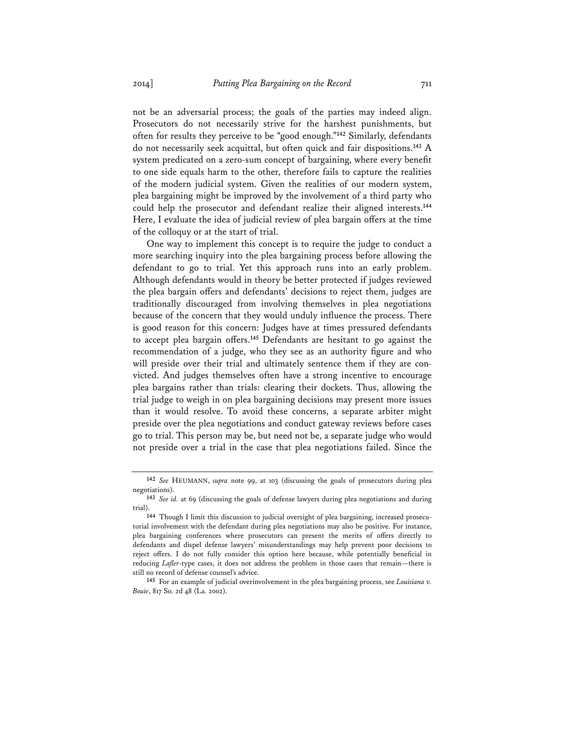not be an adversarial process; the goals of the parties may indeed align. Prosecutors do not necessarily strive for the harshest punishments, but often for results they perceive to be "good enough."[142] Similarly, defendants do not necessarily seek acquittal, but often quick and fair dispositions.[143] A system predicated on a zero-sum concept of bargaining, where every benefit to one side equals harm to the other, therefore fails to capture the realities of the modern judicial system. Given the realities of our modern system, plea bargaining might be improved by the involvement of a third party who could help the prosecutor and defendant realize their aligned interests.[144] Here, I evaluate the idea of judicial review of plea bargain offers at the time of the colloquy or at the start of trial.

One way to implement this concept is to require the judge to conduct a more searching inquiry into the plea bargaining process before allowing the defendant to go to trial. Yet this approach runs into an early problem. Although defendants would in theory be better protected if judges reviewed the plea bargain offers and defendants' decisions to reject them, judges are traditionally discouraged from involving themselves in plea negotiations because of the concern that they would unduly influence the process. There is good reason for this concern: Judges have at times pressured defendants to accept plea bargain offers.[145] Defendants are hesitant to go against the recommendation of a judge, who they see as an authority figure and who will preside over their trial and ultimately sentence them if they are convicted. And judges themselves often have a strong incentive to encourage plea bargains rather than trials: clearing their dockets. Thus, allowing the trial judge to weigh in on plea bargaining decisions may present more issues than it would resolve. To avoid these concerns, a separate arbiter might preside over the plea negotiations and conduct gateway reviews before cases go to trial. This person may be, but need not be, a separate judge who would not preside over a trial in the case that plea negotiations failed. Since the

---

[142] *See* HEUMANN, *supra* note 99, at 103 (discussing the goals of prosecutors during plea negotiations).

[143] *See id.* at 69 (discussing the goals of defense lawyers during plea negotiations and during trial).

[144] Though I limit this discussion to judicial oversight of plea bargaining, increased prosecutorial involvement with the defendant during plea negotiations may also be positive. For instance, plea bargaining conferences where prosecutors can present the merits of offers directly to defendants and dispel defense lawyers' misunderstandings may help prevent poor decisions to reject offers. I do not fully consider this option here because, while potentially beneficial in reducing *Lafler*-type cases, it does not address the problem in those cases that remain—there is still no record of defense counsel's advice.

[145] For an example of judicial overinvolvement in the plea bargaining process, see *Louisiana v. Bouie*, 817 So. 2d 48 (La. 2002).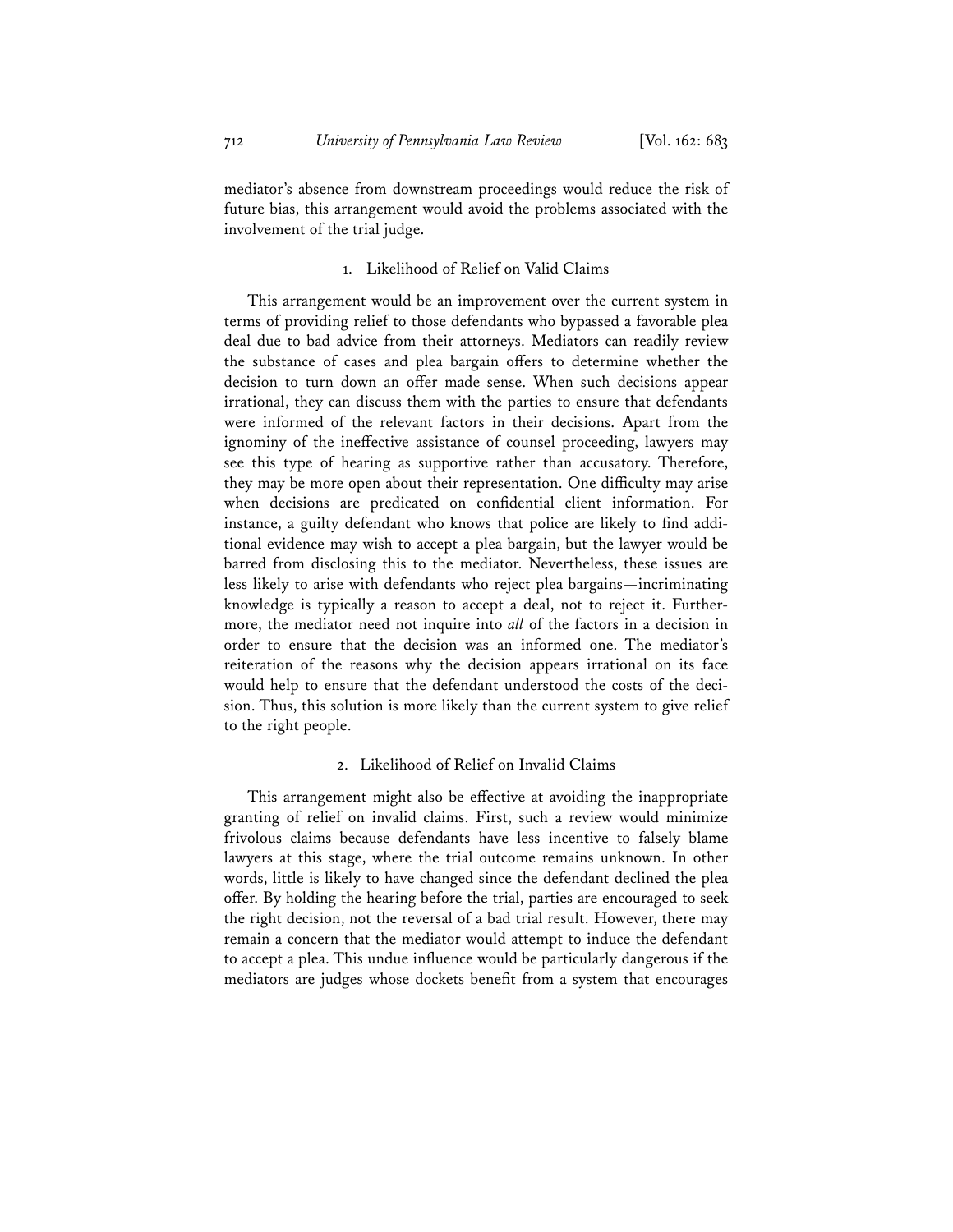mediator's absence from downstream proceedings would reduce the risk of future bias, this arrangement would avoid the problems associated with the involvement of the trial judge.

### 1. Likelihood of Relief on Valid Claims

This arrangement would be an improvement over the current system in terms of providing relief to those defendants who bypassed a favorable plea deal due to bad advice from their attorneys. Mediators can readily review the substance of cases and plea bargain offers to determine whether the decision to turn down an offer made sense. When such decisions appear irrational, they can discuss them with the parties to ensure that defendants were informed of the relevant factors in their decisions. Apart from the ignominy of the ineffective assistance of counsel proceeding, lawyers may see this type of hearing as supportive rather than accusatory. Therefore, they may be more open about their representation. One difficulty may arise when decisions are predicated on confidential client information. For instance, a guilty defendant who knows that police are likely to find additional evidence may wish to accept a plea bargain, but the lawyer would be barred from disclosing this to the mediator. Nevertheless, these issues are less likely to arise with defendants who reject plea bargains—incriminating knowledge is typically a reason to accept a deal, not to reject it. Furthermore, the mediator need not inquire into *all* of the factors in a decision in order to ensure that the decision was an informed one. The mediator's reiteration of the reasons why the decision appears irrational on its face would help to ensure that the defendant understood the costs of the decision. Thus, this solution is more likely than the current system to give relief to the right people.

### 2. Likelihood of Relief on Invalid Claims

This arrangement might also be effective at avoiding the inappropriate granting of relief on invalid claims. First, such a review would minimize frivolous claims because defendants have less incentive to falsely blame lawyers at this stage, where the trial outcome remains unknown. In other words, little is likely to have changed since the defendant declined the plea offer. By holding the hearing before the trial, parties are encouraged to seek the right decision, not the reversal of a bad trial result. However, there may remain a concern that the mediator would attempt to induce the defendant to accept a plea. This undue influence would be particularly dangerous if the mediators are judges whose dockets benefit from a system that encourages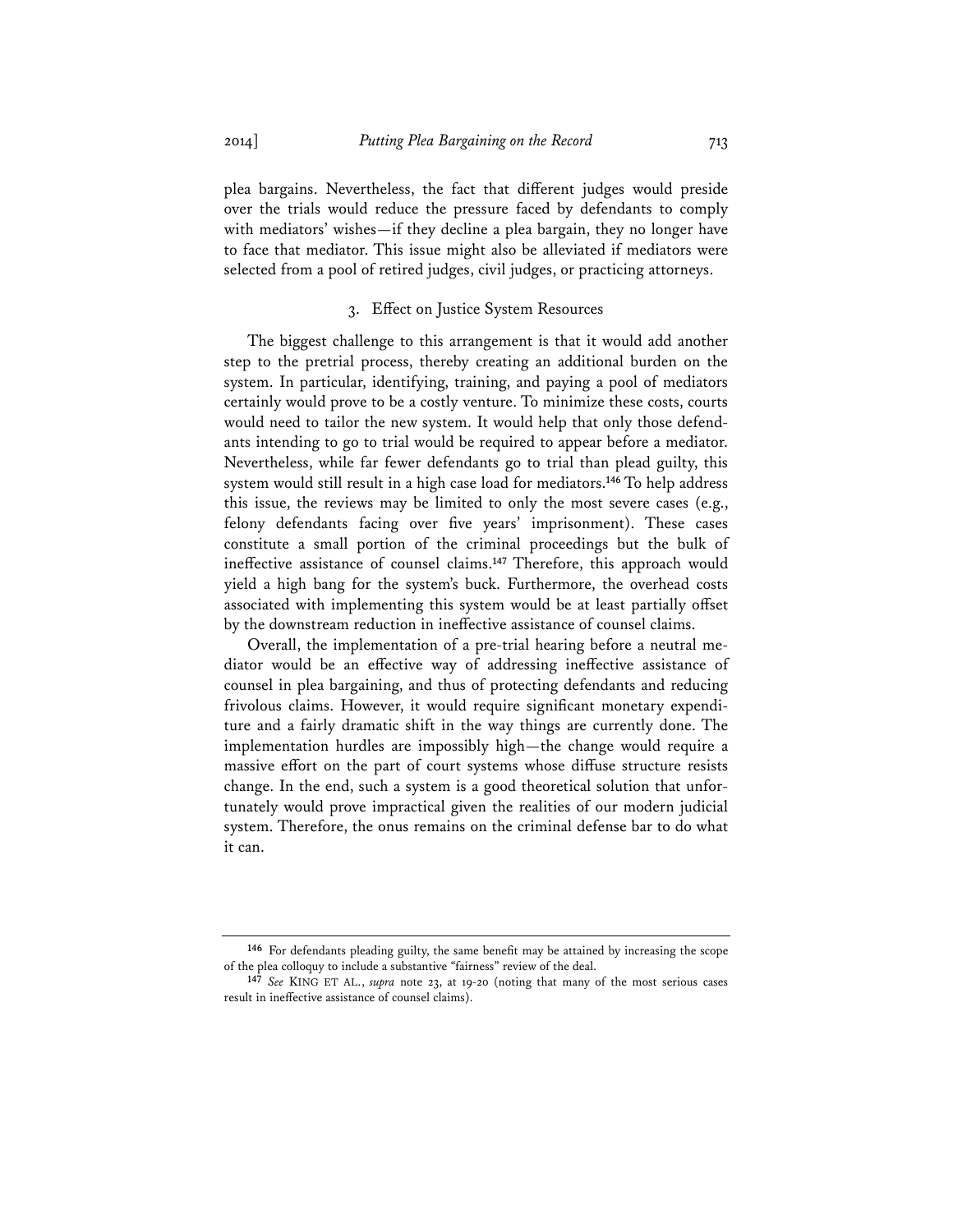plea bargains. Nevertheless, the fact that different judges would preside over the trials would reduce the pressure faced by defendants to comply with mediators' wishes—if they decline a plea bargain, they no longer have to face that mediator. This issue might also be alleviated if mediators were selected from a pool of retired judges, civil judges, or practicing attorneys.

### 3. Effect on Justice System Resources

The biggest challenge to this arrangement is that it would add another step to the pretrial process, thereby creating an additional burden on the system. In particular, identifying, training, and paying a pool of mediators certainly would prove to be a costly venture. To minimize these costs, courts would need to tailor the new system. It would help that only those defendants intending to go to trial would be required to appear before a mediator. Nevertheless, while far fewer defendants go to trial than plead guilty, this system would still result in a high case load for mediators.[146] To help address this issue, the reviews may be limited to only the most severe cases (e.g., felony defendants facing over five years' imprisonment). These cases constitute a small portion of the criminal proceedings but the bulk of ineffective assistance of counsel claims.[147] Therefore, this approach would yield a high bang for the system's buck. Furthermore, the overhead costs associated with implementing this system would be at least partially offset by the downstream reduction in ineffective assistance of counsel claims.

Overall, the implementation of a pre-trial hearing before a neutral mediator would be an effective way of addressing ineffective assistance of counsel in plea bargaining, and thus of protecting defendants and reducing frivolous claims. However, it would require significant monetary expenditure and a fairly dramatic shift in the way things are currently done. The implementation hurdles are impossibly high—the change would require a massive effort on the part of court systems whose diffuse structure resists change. In the end, such a system is a good theoretical solution that unfortunately would prove impractical given the realities of our modern judicial system. Therefore, the onus remains on the criminal defense bar to do what it can.

---

[146] For defendants pleading guilty, the same benefit may be attained by increasing the scope of the plea colloquy to include a substantive "fairness" review of the deal.

[147] *See* KING ET AL., *supra* note 23, at 19-20 (noting that many of the most serious cases result in ineffective assistance of counsel claims).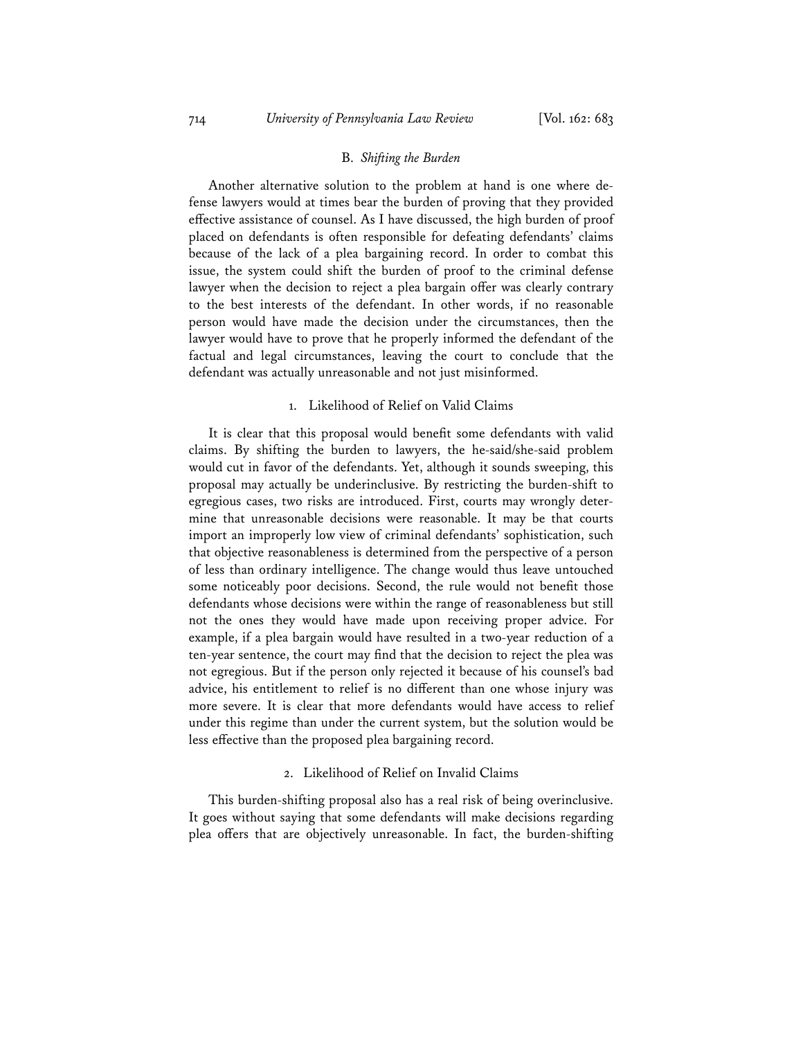### B. *Shifting the Burden*

Another alternative solution to the problem at hand is one where defense lawyers would at times bear the burden of proving that they provided effective assistance of counsel. As I have discussed, the high burden of proof placed on defendants is often responsible for defeating defendants' claims because of the lack of a plea bargaining record. In order to combat this issue, the system could shift the burden of proof to the criminal defense lawyer when the decision to reject a plea bargain offer was clearly contrary to the best interests of the defendant. In other words, if no reasonable person would have made the decision under the circumstances, then the lawyer would have to prove that he properly informed the defendant of the factual and legal circumstances, leaving the court to conclude that the defendant was actually unreasonable and not just misinformed.

#### 1. Likelihood of Relief on Valid Claims

It is clear that this proposal would benefit some defendants with valid claims. By shifting the burden to lawyers, the he-said/she-said problem would cut in favor of the defendants. Yet, although it sounds sweeping, this proposal may actually be underinclusive. By restricting the burden-shift to egregious cases, two risks are introduced. First, courts may wrongly determine that unreasonable decisions were reasonable. It may be that courts import an improperly low view of criminal defendants' sophistication, such that objective reasonableness is determined from the perspective of a person of less than ordinary intelligence. The change would thus leave untouched some noticeably poor decisions. Second, the rule would not benefit those defendants whose decisions were within the range of reasonableness but still not the ones they would have made upon receiving proper advice. For example, if a plea bargain would have resulted in a two-year reduction of a ten-year sentence, the court may find that the decision to reject the plea was not egregious. But if the person only rejected it because of his counsel's bad advice, his entitlement to relief is no different than one whose injury was more severe. It is clear that more defendants would have access to relief under this regime than under the current system, but the solution would be less effective than the proposed plea bargaining record.

#### 2. Likelihood of Relief on Invalid Claims

This burden-shifting proposal also has a real risk of being overinclusive. It goes without saying that some defendants will make decisions regarding plea offers that are objectively unreasonable. In fact, the burden-shifting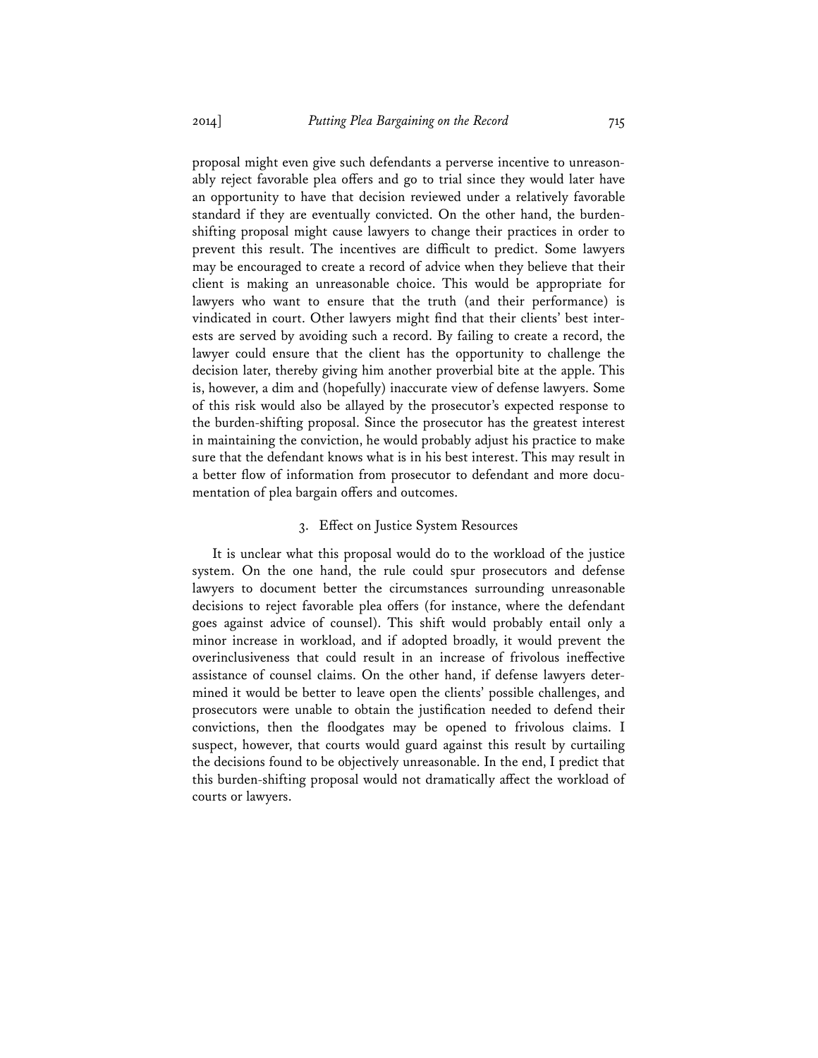proposal might even give such defendants a perverse incentive to unreasonably reject favorable plea offers and go to trial since they would later have an opportunity to have that decision reviewed under a relatively favorable standard if they are eventually convicted. On the other hand, the burden-shifting proposal might cause lawyers to change their practices in order to prevent this result. The incentives are difficult to predict. Some lawyers may be encouraged to create a record of advice when they believe that their client is making an unreasonable choice. This would be appropriate for lawyers who want to ensure that the truth (and their performance) is vindicated in court. Other lawyers might find that their clients' best interests are served by avoiding such a record. By failing to create a record, the lawyer could ensure that the client has the opportunity to challenge the decision later, thereby giving him another proverbial bite at the apple. This is, however, a dim and (hopefully) inaccurate view of defense lawyers. Some of this risk would also be allayed by the prosecutor's expected response to the burden-shifting proposal. Since the prosecutor has the greatest interest in maintaining the conviction, he would probably adjust his practice to make sure that the defendant knows what is in his best interest. This may result in a better flow of information from prosecutor to defendant and more documentation of plea bargain offers and outcomes.

### 3. Effect on Justice System Resources

It is unclear what this proposal would do to the workload of the justice system. On the one hand, the rule could spur prosecutors and defense lawyers to document better the circumstances surrounding unreasonable decisions to reject favorable plea offers (for instance, where the defendant goes against advice of counsel). This shift would probably entail only a minor increase in workload, and if adopted broadly, it would prevent the overinclusiveness that could result in an increase of frivolous ineffective assistance of counsel claims. On the other hand, if defense lawyers determined it would be better to leave open the clients' possible challenges, and prosecutors were unable to obtain the justification needed to defend their convictions, then the floodgates may be opened to frivolous claims. I suspect, however, that courts would guard against this result by curtailing the decisions found to be objectively unreasonable. In the end, I predict that this burden-shifting proposal would not dramatically affect the workload of courts or lawyers.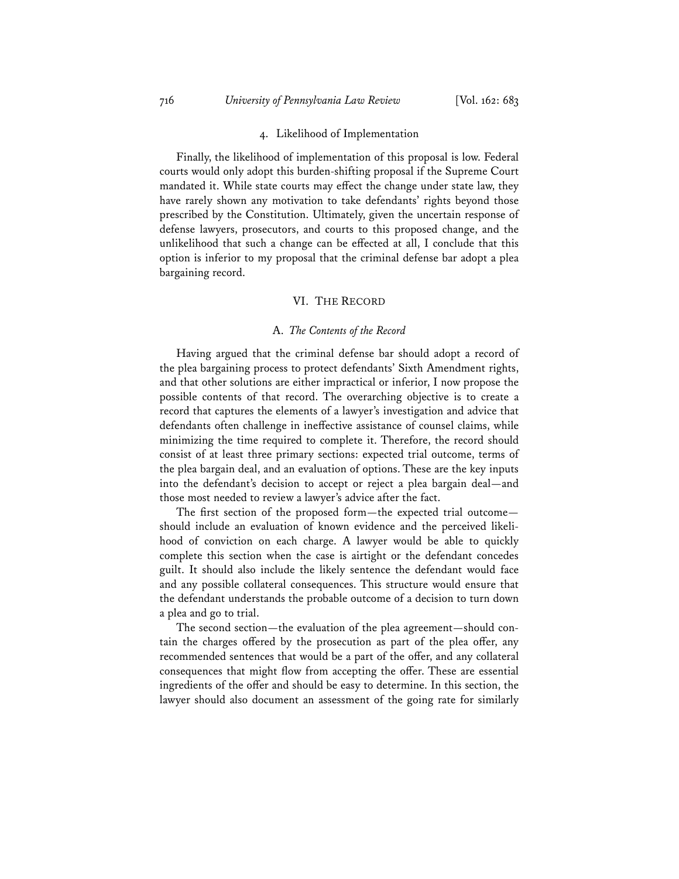#### 4. Likelihood of Implementation

Finally, the likelihood of implementation of this proposal is low. Federal courts would only adopt this burden-shifting proposal if the Supreme Court mandated it. While state courts may effect the change under state law, they have rarely shown any motivation to take defendants' rights beyond those prescribed by the Constitution. Ultimately, given the uncertain response of defense lawyers, prosecutors, and courts to this proposed change, and the unlikelihood that such a change can be effected at all, I conclude that this option is inferior to my proposal that the criminal defense bar adopt a plea bargaining record.

## VI. THE RECORD

### A. *The Contents of the Record*

Having argued that the criminal defense bar should adopt a record of the plea bargaining process to protect defendants' Sixth Amendment rights, and that other solutions are either impractical or inferior, I now propose the possible contents of that record. The overarching objective is to create a record that captures the elements of a lawyer's investigation and advice that defendants often challenge in ineffective assistance of counsel claims, while minimizing the time required to complete it. Therefore, the record should consist of at least three primary sections: expected trial outcome, terms of the plea bargain deal, and an evaluation of options. These are the key inputs into the defendant's decision to accept or reject a plea bargain deal—and those most needed to review a lawyer's advice after the fact.

The first section of the proposed form—the expected trial outcome—should include an evaluation of known evidence and the perceived likelihood of conviction on each charge. A lawyer would be able to quickly complete this section when the case is airtight or the defendant concedes guilt. It should also include the likely sentence the defendant would face and any possible collateral consequences. This structure would ensure that the defendant understands the probable outcome of a decision to turn down a plea and go to trial.

The second section—the evaluation of the plea agreement—should contain the charges offered by the prosecution as part of the plea offer, any recommended sentences that would be a part of the offer, and any collateral consequences that might flow from accepting the offer. These are essential ingredients of the offer and should be easy to determine. In this section, the lawyer should also document an assessment of the going rate for similarly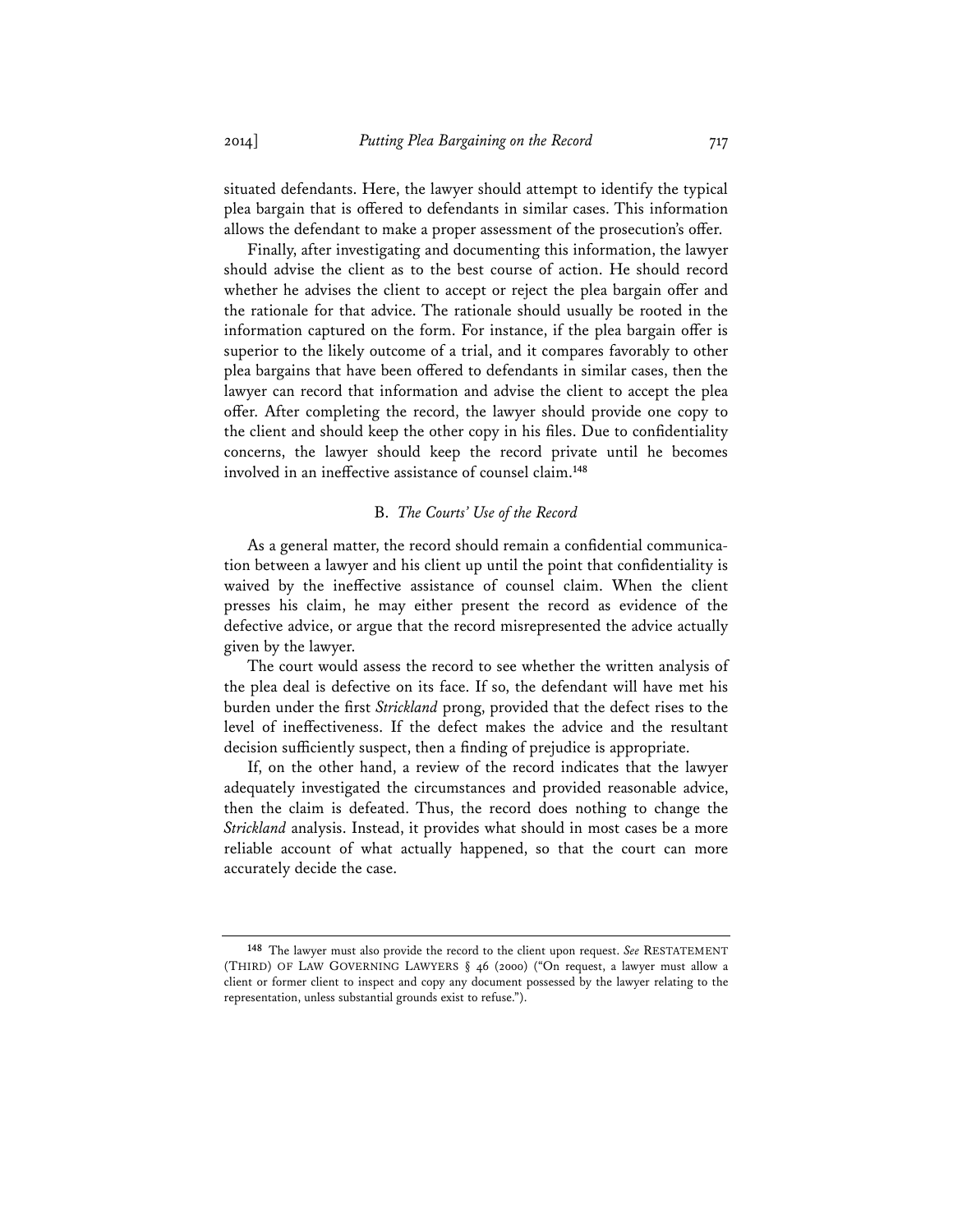situated defendants. Here, the lawyer should attempt to identify the typical plea bargain that is offered to defendants in similar cases. This information allows the defendant to make a proper assessment of the prosecution's offer.

Finally, after investigating and documenting this information, the lawyer should advise the client as to the best course of action. He should record whether he advises the client to accept or reject the plea bargain offer and the rationale for that advice. The rationale should usually be rooted in the information captured on the form. For instance, if the plea bargain offer is superior to the likely outcome of a trial, and it compares favorably to other plea bargains that have been offered to defendants in similar cases, then the lawyer can record that information and advise the client to accept the plea offer. After completing the record, the lawyer should provide one copy to the client and should keep the other copy in his files. Due to confidentiality concerns, the lawyer should keep the record private until he becomes involved in an ineffective assistance of counsel claim.[148]

### B. *The Courts' Use of the Record*

As a general matter, the record should remain a confidential communication between a lawyer and his client up until the point that confidentiality is waived by the ineffective assistance of counsel claim. When the client presses his claim, he may either present the record as evidence of the defective advice, or argue that the record misrepresented the advice actually given by the lawyer.

The court would assess the record to see whether the written analysis of the plea deal is defective on its face. If so, the defendant will have met his burden under the first *Strickland* prong, provided that the defect rises to the level of ineffectiveness. If the defect makes the advice and the resultant decision sufficiently suspect, then a finding of prejudice is appropriate.

If, on the other hand, a review of the record indicates that the lawyer adequately investigated the circumstances and provided reasonable advice, then the claim is defeated. Thus, the record does nothing to change the *Strickland* analysis. Instead, it provides what should in most cases be a more reliable account of what actually happened, so that the court can more accurately decide the case.

---

[148] The lawyer must also provide the record to the client upon request. *See* RESTATEMENT (THIRD) OF LAW GOVERNING LAWYERS § 46 (2000) ("On request, a lawyer must allow a client or former client to inspect and copy any document possessed by the lawyer relating to the representation, unless substantial grounds exist to refuse.").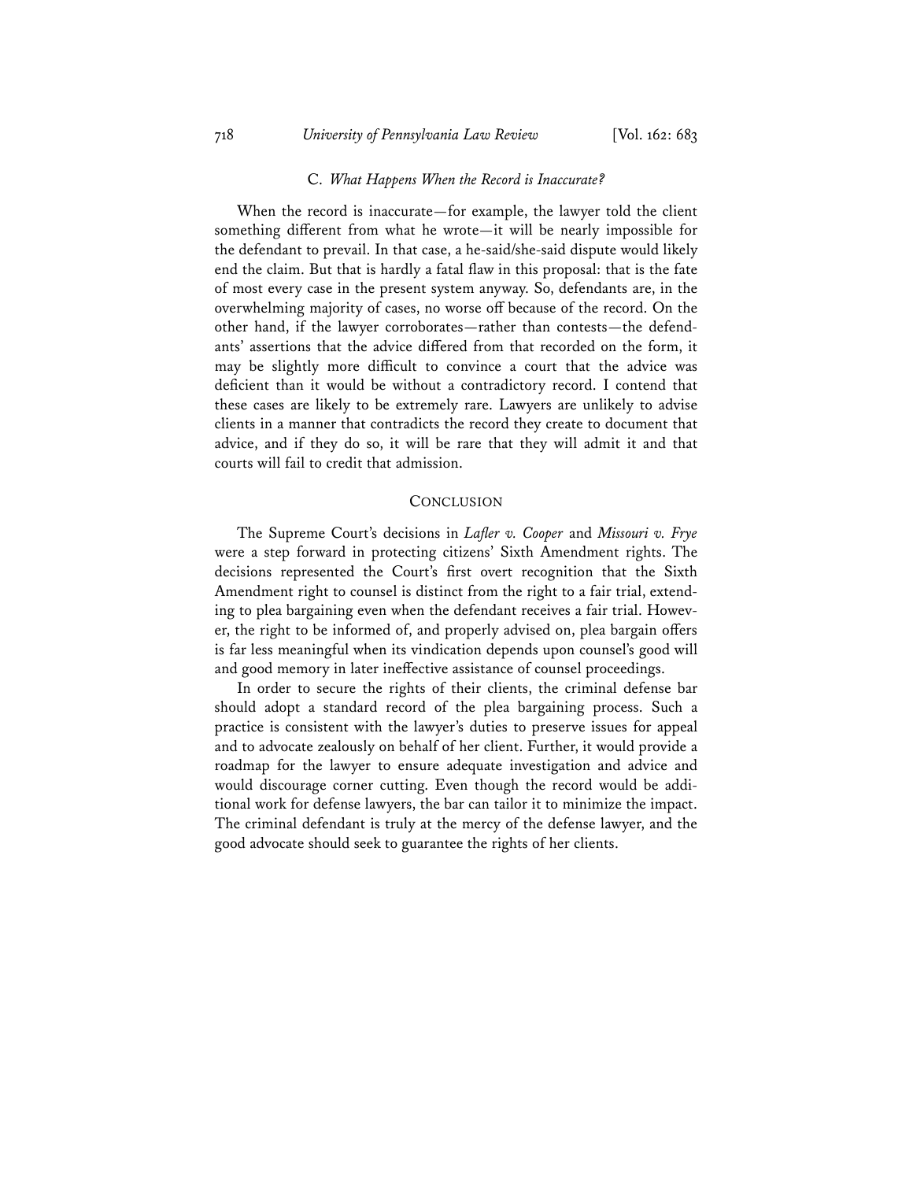### C. *What Happens When the Record is Inaccurate?*

When the record is inaccurate—for example, the lawyer told the client something different from what he wrote—it will be nearly impossible for the defendant to prevail. In that case, a he-said/she-said dispute would likely end the claim. But that is hardly a fatal flaw in this proposal: that is the fate of most every case in the present system anyway. So, defendants are, in the overwhelming majority of cases, no worse off because of the record. On the other hand, if the lawyer corroborates—rather than contests—the defendants' assertions that the advice differed from that recorded on the form, it may be slightly more difficult to convince a court that the advice was deficient than it would be without a contradictory record. I contend that these cases are likely to be extremely rare. Lawyers are unlikely to advise clients in a manner that contradicts the record they create to document that advice, and if they do so, it will be rare that they will admit it and that courts will fail to credit that admission.

## CONCLUSION

The Supreme Court's decisions in *Lafler v. Cooper* and *Missouri v. Frye* were a step forward in protecting citizens' Sixth Amendment rights. The decisions represented the Court's first overt recognition that the Sixth Amendment right to counsel is distinct from the right to a fair trial, extending to plea bargaining even when the defendant receives a fair trial. However, the right to be informed of, and properly advised on, plea bargain offers is far less meaningful when its vindication depends upon counsel's good will and good memory in later ineffective assistance of counsel proceedings.

In order to secure the rights of their clients, the criminal defense bar should adopt a standard record of the plea bargaining process. Such a practice is consistent with the lawyer's duties to preserve issues for appeal and to advocate zealously on behalf of her client. Further, it would provide a roadmap for the lawyer to ensure adequate investigation and advice and would discourage corner cutting. Even though the record would be additional work for defense lawyers, the bar can tailor it to minimize the impact. The criminal defendant is truly at the mercy of the defense lawyer, and the good advocate should seek to guarantee the rights of her clients.